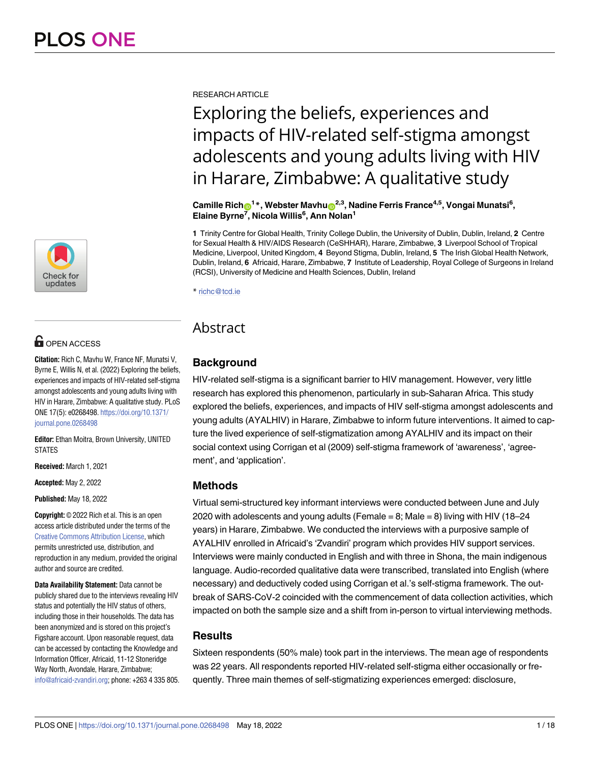RESEARCH ARTICLE

# Exploring the beliefs, experiences and impacts of HIV-related self-stigma amongst adolescents and young adults living with HIV in Harare, Zimbabwe: A qualitative study

**Camille Rich[1]*, Webster Mavhu[2,3], Nadine Ferris France[4,5], Vongai Munatsi[6], Elaine Byrne[7], Nicola Willis[6], Ann Nolan[1]**

**1** Trinity Centre for Global Health, Trinity College Dublin, the University of Dublin, Dublin, Ireland, **2** Centre for Sexual Health & HIV/AIDS Research (CeSHHAR), Harare, Zimbabwe, **3** Liverpool School of Tropical Medicine, Liverpool, United Kingdom, **4** Beyond Stigma, Dublin, Ireland, **5** The Irish Global Health Network, Dublin, Ireland, **6** Africaid, Harare, Zimbabwe, **7** Institute of Leadership, Royal College of Surgeons in Ireland (RCSI), University of Medicine and Health Sciences, Dublin, Ireland

* richc@tcd.ie

OPEN ACCESS

**Citation:** Rich C, Mavhu W, France NF, Munatsi V, Byrne E, Willis N, et al. (2022) Exploring the beliefs, experiences and impacts of HIV-related self-stigma amongst adolescents and young adults living with HIV in Harare, Zimbabwe: A qualitative study. PLoS ONE 17(5): e0268498. https://doi.org/10.1371/journal.pone.0268498

**Editor:** Ethan Moitra, Brown University, UNITED STATES

**Received:** March 1, 2021

**Accepted:** May 2, 2022

**Published:** May 18, 2022

**Copyright:** © 2022 Rich et al. This is an open access article distributed under the terms of the Creative Commons Attribution License, which permits unrestricted use, distribution, and reproduction in any medium, provided the original author and source are credited.

**Data Availability Statement:** Data cannot be publicly shared due to the interviews revealing HIV status and potentially the HIV status of others, including those in their households. The data has been anonymized and is stored on this project's Figshare account. Upon reasonable request, data can be accessed by contacting the Knowledge and Information Officer, Africaid, 11-12 Stoneridge Way North, Avondale, Harare, Zimbabwe; info@africaid-zvandiri.org; phone: +263 4 335 805.

## Abstract

### Background

HIV-related self-stigma is a significant barrier to HIV management. However, very little research has explored this phenomenon, particularly in sub-Saharan Africa. This study explored the beliefs, experiences, and impacts of HIV self-stigma amongst adolescents and young adults (AYALHIV) in Harare, Zimbabwe to inform future interventions. It aimed to capture the lived experience of self-stigmatization among AYALHIV and its impact on their social context using Corrigan et al (2009) self-stigma framework of 'awareness', 'agreement', and 'application'.

### Methods

Virtual semi-structured key informant interviews were conducted between June and July 2020 with adolescents and young adults (Female = 8; Male = 8) living with HIV (18–24 years) in Harare, Zimbabwe. We conducted the interviews with a purposive sample of AYALHIV enrolled in Africaid's 'Zvandiri' program which provides HIV support services. Interviews were mainly conducted in English and with three in Shona, the main indigenous language. Audio-recorded qualitative data were transcribed, translated into English (where necessary) and deductively coded using Corrigan et al.'s self-stigma framework. The outbreak of SARS-CoV-2 coincided with the commencement of data collection activities, which impacted on both the sample size and a shift from in-person to virtual interviewing methods.

### Results

Sixteen respondents (50% male) took part in the interviews. The mean age of respondents was 22 years. All respondents reported HIV-related self-stigma either occasionally or frequently. Three main themes of self-stigmatizing experiences emerged: disclosure,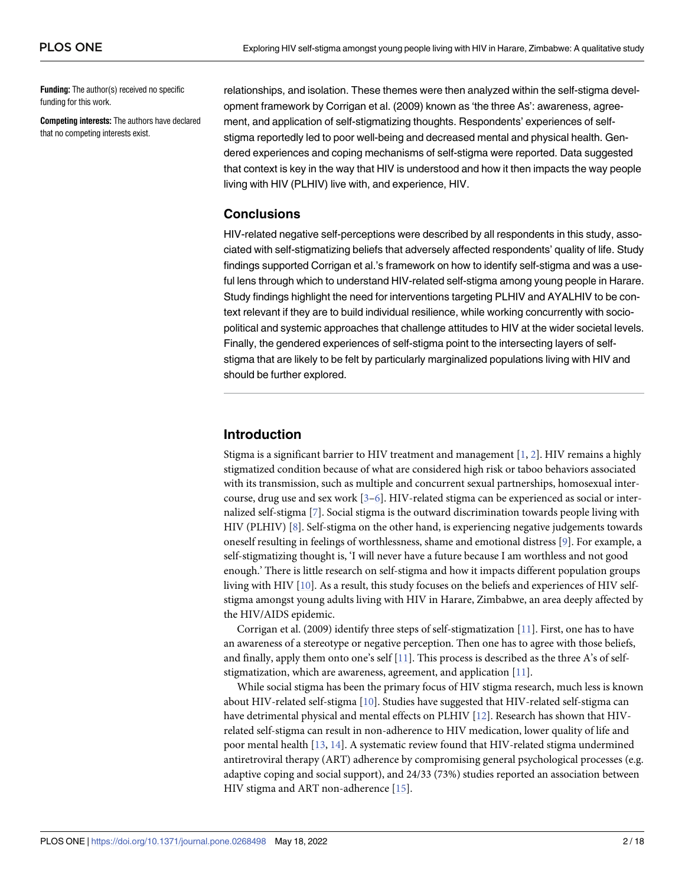**Funding:** The author(s) received no specific funding for this work.

**Competing interests:** The authors have declared that no competing interests exist.

relationships, and isolation. These themes were then analyzed within the self-stigma development framework by Corrigan et al. (2009) known as 'the three As': awareness, agreement, and application of self-stigmatizing thoughts. Respondents' experiences of self-stigma reportedly led to poor well-being and decreased mental and physical health. Gendered experiences and coping mechanisms of self-stigma were reported. Data suggested that context is key in the way that HIV is understood and how it then impacts the way people living with HIV (PLHIV) live with, and experience, HIV.

## Conclusions

HIV-related negative self-perceptions were described by all respondents in this study, associated with self-stigmatizing beliefs that adversely affected respondents' quality of life. Study findings supported Corrigan et al.'s framework on how to identify self-stigma and was a useful lens through which to understand HIV-related self-stigma among young people in Harare. Study findings highlight the need for interventions targeting PLHIV and AYALHIV to be context relevant if they are to build individual resilience, while working concurrently with socio-political and systemic approaches that challenge attitudes to HIV at the wider societal levels. Finally, the gendered experiences of self-stigma point to the intersecting layers of self-stigma that are likely to be felt by particularly marginalized populations living with HIV and should be further explored.

## Introduction

Stigma is a significant barrier to HIV treatment and management [1, 2]. HIV remains a highly stigmatized condition because of what are considered high risk or taboo behaviors associated with its transmission, such as multiple and concurrent sexual partnerships, homosexual intercourse, drug use and sex work [3–6]. HIV-related stigma can be experienced as social or internalized self-stigma [7]. Social stigma is the outward discrimination towards people living with HIV (PLHIV) [8]. Self-stigma on the other hand, is experiencing negative judgements towards oneself resulting in feelings of worthlessness, shame and emotional distress [9]. For example, a self-stigmatizing thought is, 'I will never have a future because I am worthless and not good enough.' There is little research on self-stigma and how it impacts different population groups living with HIV [10]. As a result, this study focuses on the beliefs and experiences of HIV self-stigma amongst young adults living with HIV in Harare, Zimbabwe, an area deeply affected by the HIV/AIDS epidemic.

Corrigan et al. (2009) identify three steps of self-stigmatization [11]. First, one has to have an awareness of a stereotype or negative perception. Then one has to agree with those beliefs, and finally, apply them onto one's self [11]. This process is described as the three A's of self-stigmatization, which are awareness, agreement, and application [11].

While social stigma has been the primary focus of HIV stigma research, much less is known about HIV-related self-stigma [10]. Studies have suggested that HIV-related self-stigma can have detrimental physical and mental effects on PLHIV [12]. Research has shown that HIV-related self-stigma can result in non-adherence to HIV medication, lower quality of life and poor mental health [13, 14]. A systematic review found that HIV-related stigma undermined antiretroviral therapy (ART) adherence by compromising general psychological processes (e.g. adaptive coping and social support), and 24/33 (73%) studies reported an association between HIV stigma and ART non-adherence [15].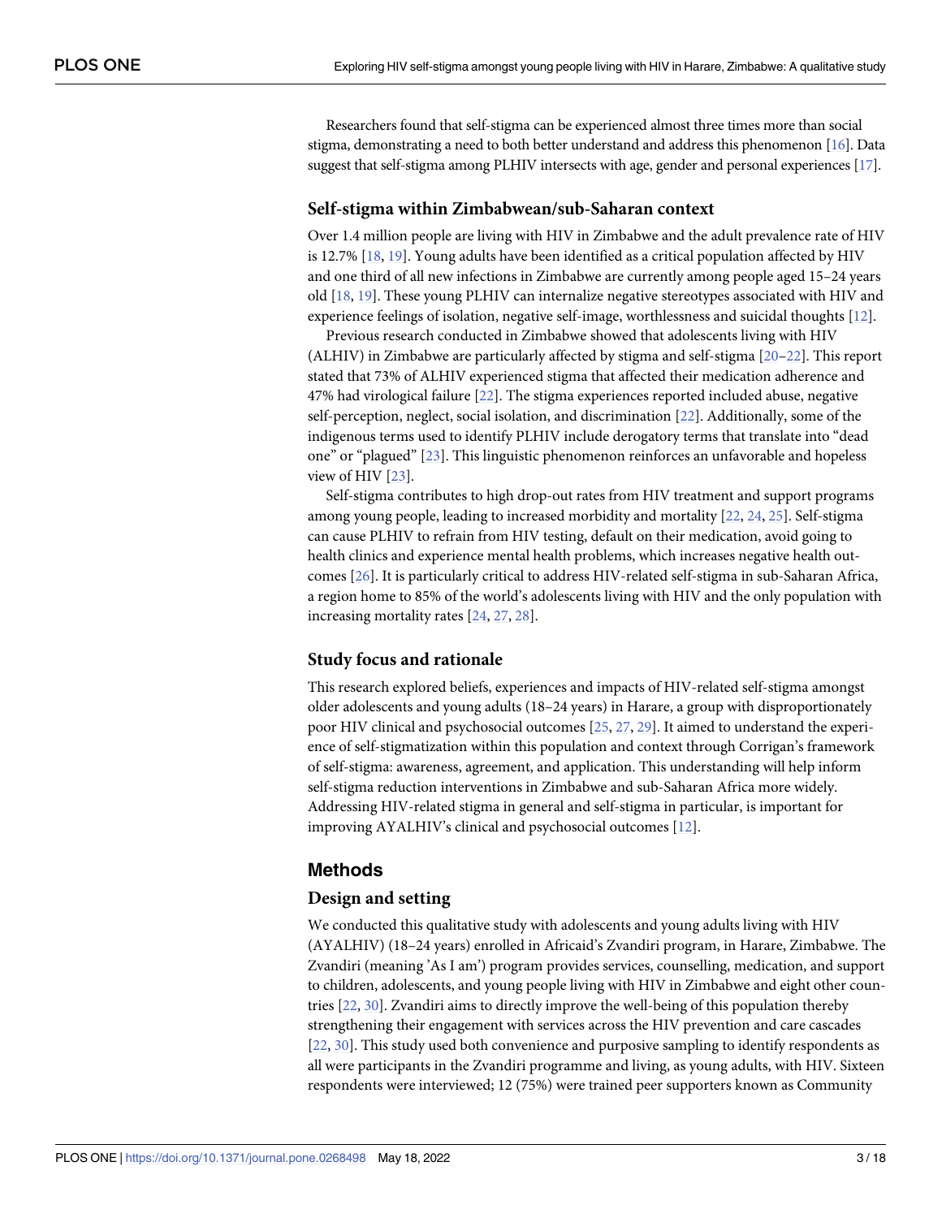Researchers found that self-stigma can be experienced almost three times more than social stigma, demonstrating a need to both better understand and address this phenomenon [16]. Data suggest that self-stigma among PLHIV intersects with age, gender and personal experiences [17].

### Self-stigma within Zimbabwean/sub-Saharan context

Over 1.4 million people are living with HIV in Zimbabwe and the adult prevalence rate of HIV is 12.7% [18, 19]. Young adults have been identified as a critical population affected by HIV and one third of all new infections in Zimbabwe are currently among people aged 15–24 years old [18, 19]. These young PLHIV can internalize negative stereotypes associated with HIV and experience feelings of isolation, negative self-image, worthlessness and suicidal thoughts [12].

Previous research conducted in Zimbabwe showed that adolescents living with HIV (ALHIV) in Zimbabwe are particularly affected by stigma and self-stigma [20–22]. This report stated that 73% of ALHIV experienced stigma that affected their medication adherence and 47% had virological failure [22]. The stigma experiences reported included abuse, negative self-perception, neglect, social isolation, and discrimination [22]. Additionally, some of the indigenous terms used to identify PLHIV include derogatory terms that translate into "dead one" or "plagued" [23]. This linguistic phenomenon reinforces an unfavorable and hopeless view of HIV [23].

Self-stigma contributes to high drop-out rates from HIV treatment and support programs among young people, leading to increased morbidity and mortality [22, 24, 25]. Self-stigma can cause PLHIV to refrain from HIV testing, default on their medication, avoid going to health clinics and experience mental health problems, which increases negative health outcomes [26]. It is particularly critical to address HIV-related self-stigma in sub-Saharan Africa, a region home to 85% of the world's adolescents living with HIV and the only population with increasing mortality rates [24, 27, 28].

### Study focus and rationale

This research explored beliefs, experiences and impacts of HIV-related self-stigma amongst older adolescents and young adults (18–24 years) in Harare, a group with disproportionately poor HIV clinical and psychosocial outcomes [25, 27, 29]. It aimed to understand the experience of self-stigmatization within this population and context through Corrigan's framework of self-stigma: awareness, agreement, and application. This understanding will help inform self-stigma reduction interventions in Zimbabwe and sub-Saharan Africa more widely. Addressing HIV-related stigma in general and self-stigma in particular, is important for improving AYALHIV's clinical and psychosocial outcomes [12].

## Methods

### Design and setting

We conducted this qualitative study with adolescents and young adults living with HIV (AYALHIV) (18–24 years) enrolled in Africaid's Zvandiri program, in Harare, Zimbabwe. The Zvandiri (meaning 'As I am') program provides services, counselling, medication, and support to children, adolescents, and young people living with HIV in Zimbabwe and eight other countries [22, 30]. Zvandiri aims to directly improve the well-being of this population thereby strengthening their engagement with services across the HIV prevention and care cascades [22, 30]. This study used both convenience and purposive sampling to identify respondents as all were participants in the Zvandiri programme and living, as young adults, with HIV. Sixteen respondents were interviewed; 12 (75%) were trained peer supporters known as Community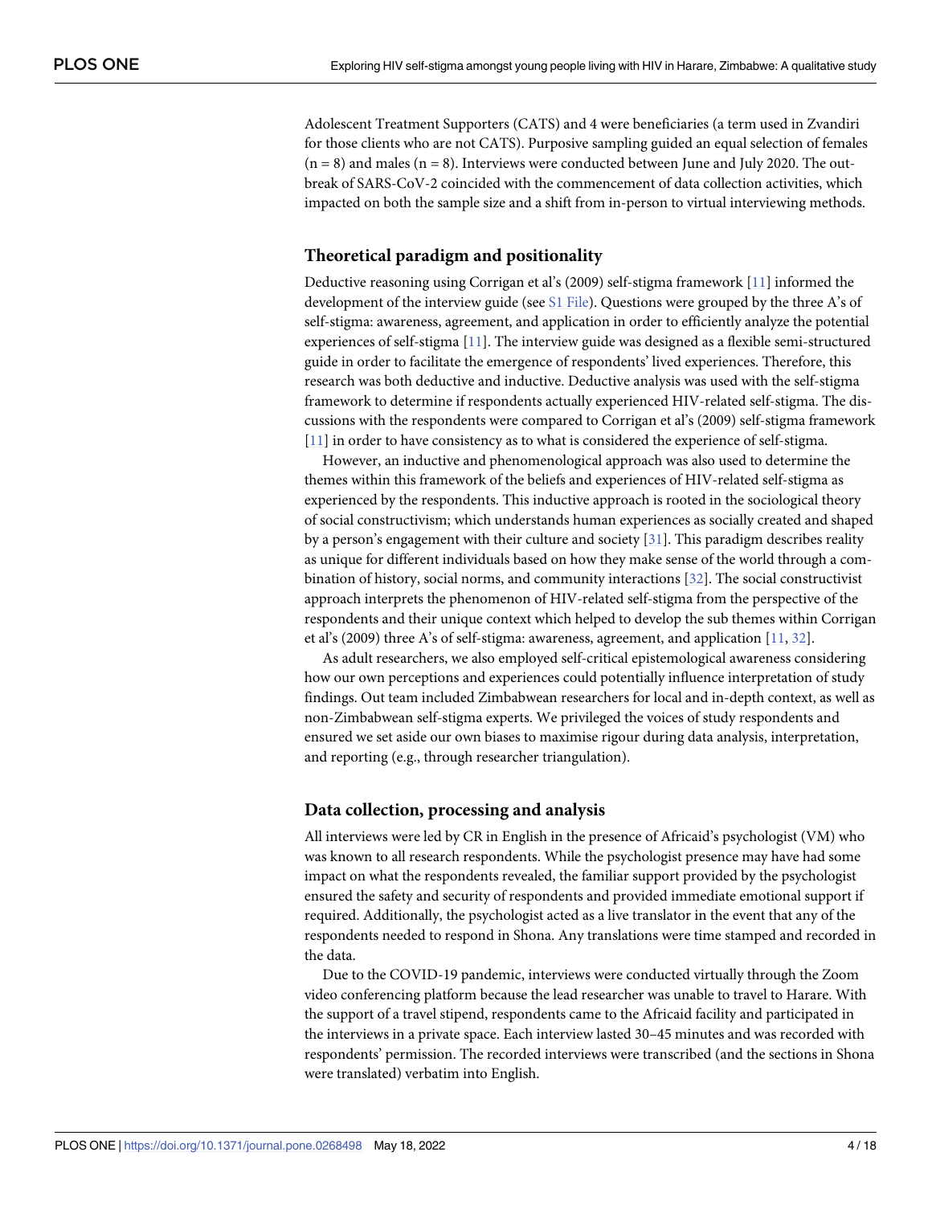Adolescent Treatment Supporters (CATS) and 4 were beneficiaries (a term used in Zvandiri for those clients who are not CATS). Purposive sampling guided an equal selection of females (n = 8) and males (n = 8). Interviews were conducted between June and July 2020. The outbreak of SARS-CoV-2 coincided with the commencement of data collection activities, which impacted on both the sample size and a shift from in-person to virtual interviewing methods.

## Theoretical paradigm and positionality

Deductive reasoning using Corrigan et al's (2009) self-stigma framework [11] informed the development of the interview guide (see S1 File). Questions were grouped by the three A's of self-stigma: awareness, agreement, and application in order to efficiently analyze the potential experiences of self-stigma [11]. The interview guide was designed as a flexible semi-structured guide in order to facilitate the emergence of respondents' lived experiences. Therefore, this research was both deductive and inductive. Deductive analysis was used with the self-stigma framework to determine if respondents actually experienced HIV-related self-stigma. The discussions with the respondents were compared to Corrigan et al's (2009) self-stigma framework [11] in order to have consistency as to what is considered the experience of self-stigma.

However, an inductive and phenomenological approach was also used to determine the themes within this framework of the beliefs and experiences of HIV-related self-stigma as experienced by the respondents. This inductive approach is rooted in the sociological theory of social constructivism; which understands human experiences as socially created and shaped by a person's engagement with their culture and society [31]. This paradigm describes reality as unique for different individuals based on how they make sense of the world through a combination of history, social norms, and community interactions [32]. The social constructivist approach interprets the phenomenon of HIV-related self-stigma from the perspective of the respondents and their unique context which helped to develop the sub themes within Corrigan et al's (2009) three A's of self-stigma: awareness, agreement, and application [11, 32].

As adult researchers, we also employed self-critical epistemological awareness considering how our own perceptions and experiences could potentially influence interpretation of study findings. Out team included Zimbabwean researchers for local and in-depth context, as well as non-Zimbabwean self-stigma experts. We privileged the voices of study respondents and ensured we set aside our own biases to maximise rigour during data analysis, interpretation, and reporting (e.g., through researcher triangulation).

## Data collection, processing and analysis

All interviews were led by CR in English in the presence of Africaid's psychologist (VM) who was known to all research respondents. While the psychologist presence may have had some impact on what the respondents revealed, the familiar support provided by the psychologist ensured the safety and security of respondents and provided immediate emotional support if required. Additionally, the psychologist acted as a live translator in the event that any of the respondents needed to respond in Shona. Any translations were time stamped and recorded in the data.

Due to the COVID-19 pandemic, interviews were conducted virtually through the Zoom video conferencing platform because the lead researcher was unable to travel to Harare. With the support of a travel stipend, respondents came to the Africaid facility and participated in the interviews in a private space. Each interview lasted 30–45 minutes and was recorded with respondents' permission. The recorded interviews were transcribed (and the sections in Shona were translated) verbatim into English.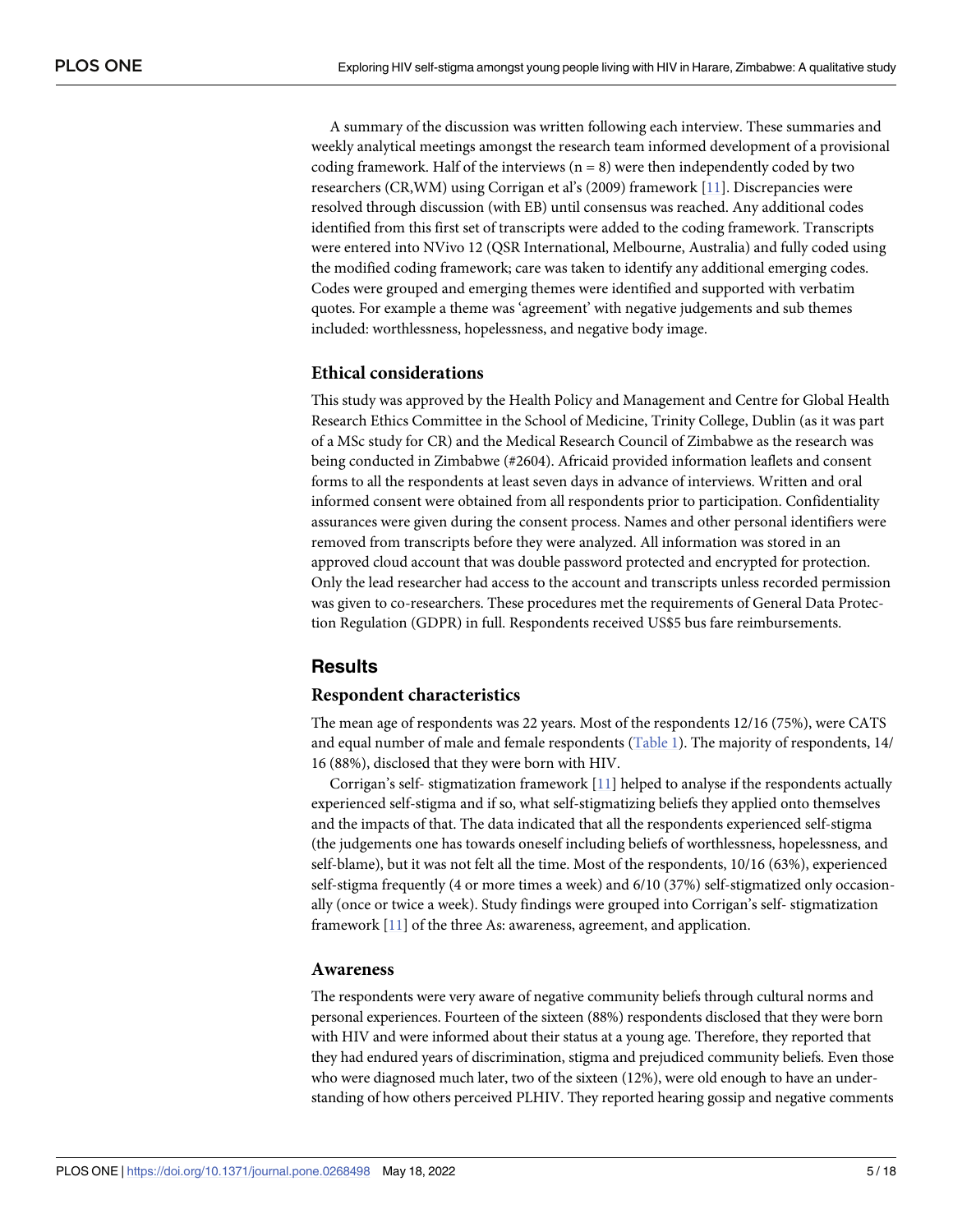A summary of the discussion was written following each interview. These summaries and weekly analytical meetings amongst the research team informed development of a provisional coding framework. Half of the interviews (n = 8) were then independently coded by two researchers (CR,WM) using Corrigan et al's (2009) framework [11]. Discrepancies were resolved through discussion (with EB) until consensus was reached. Any additional codes identified from this first set of transcripts were added to the coding framework. Transcripts were entered into NVivo 12 (QSR International, Melbourne, Australia) and fully coded using the modified coding framework; care was taken to identify any additional emerging codes. Codes were grouped and emerging themes were identified and supported with verbatim quotes. For example a theme was 'agreement' with negative judgements and sub themes included: worthlessness, hopelessness, and negative body image.

### Ethical considerations

This study was approved by the Health Policy and Management and Centre for Global Health Research Ethics Committee in the School of Medicine, Trinity College, Dublin (as it was part of a MSc study for CR) and the Medical Research Council of Zimbabwe as the research was being conducted in Zimbabwe (#2604). Africaid provided information leaflets and consent forms to all the respondents at least seven days in advance of interviews. Written and oral informed consent were obtained from all respondents prior to participation. Confidentiality assurances were given during the consent process. Names and other personal identifiers were removed from transcripts before they were analyzed. All information was stored in an approved cloud account that was double password protected and encrypted for protection. Only the lead researcher had access to the account and transcripts unless recorded permission was given to co-researchers. These procedures met the requirements of General Data Protection Regulation (GDPR) in full. Respondents received US$5 bus fare reimbursements.

## Results

### Respondent characteristics

The mean age of respondents was 22 years. Most of the respondents 12/16 (75%), were CATS and equal number of male and female respondents (Table 1). The majority of respondents, 14/16 (88%), disclosed that they were born with HIV.

Corrigan's self- stigmatization framework [11] helped to analyse if the respondents actually experienced self-stigma and if so, what self-stigmatizing beliefs they applied onto themselves and the impacts of that. The data indicated that all the respondents experienced self-stigma (the judgements one has towards oneself including beliefs of worthlessness, hopelessness, and self-blame), but it was not felt all the time. Most of the respondents, 10/16 (63%), experienced self-stigma frequently (4 or more times a week) and 6/10 (37%) self-stigmatized only occasionally (once or twice a week). Study findings were grouped into Corrigan's self- stigmatization framework [11] of the three As: awareness, agreement, and application.

### Awareness

The respondents were very aware of negative community beliefs through cultural norms and personal experiences. Fourteen of the sixteen (88%) respondents disclosed that they were born with HIV and were informed about their status at a young age. Therefore, they reported that they had endured years of discrimination, stigma and prejudiced community beliefs. Even those who were diagnosed much later, two of the sixteen (12%), were old enough to have an understanding of how others perceived PLHIV. They reported hearing gossip and negative comments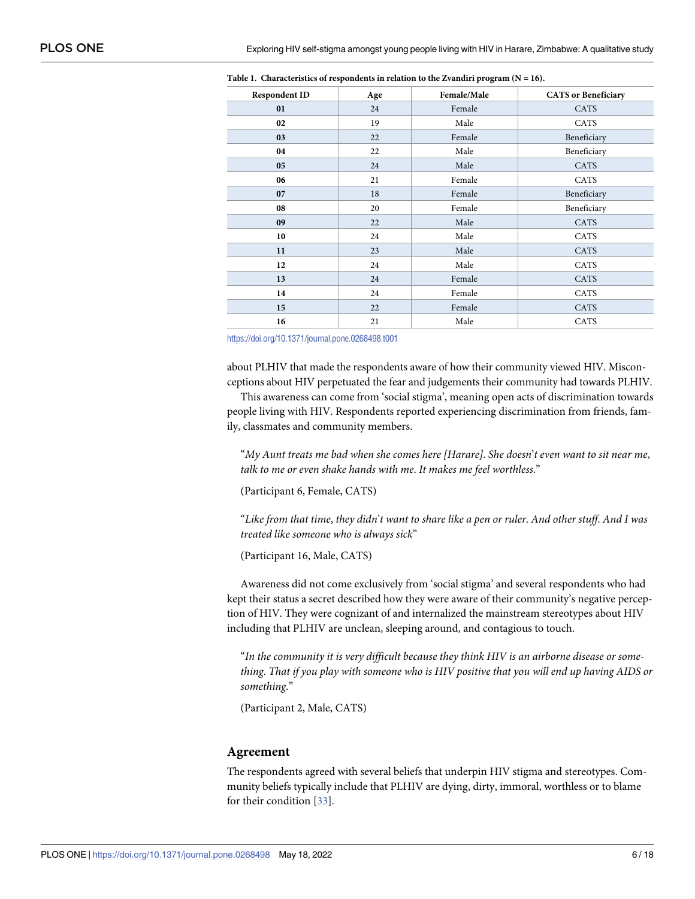**Table 1. Characteristics of respondents in relation to the Zvandiri program (N = 16).**

| Respondent ID | Age | Female/Male | CATS or Beneficiary |
|---|---|---|---|
| 01 | 24 | Female | CATS |
| 02 | 19 | Male | CATS |
| 03 | 22 | Female | Beneficiary |
| 04 | 22 | Male | Beneficiary |
| 05 | 24 | Male | CATS |
| 06 | 21 | Female | CATS |
| 07 | 18 | Female | Beneficiary |
| 08 | 20 | Female | Beneficiary |
| 09 | 22 | Male | CATS |
| 10 | 24 | Male | CATS |
| 11 | 23 | Male | CATS |
| 12 | 24 | Male | CATS |
| 13 | 24 | Female | CATS |
| 14 | 24 | Female | CATS |
| 15 | 22 | Female | CATS |
| 16 | 21 | Male | CATS |

https://doi.org/10.1371/journal.pone.0268498.t001

about PLHIV that made the respondents aware of how their community viewed HIV. Misconceptions about HIV perpetuated the fear and judgements their community had towards PLHIV.

This awareness can come from 'social stigma', meaning open acts of discrimination towards people living with HIV. Respondents reported experiencing discrimination from friends, family, classmates and community members.

> "*My Aunt treats me bad when she comes here [Harare]. She doesn't even want to sit near me, talk to me or even shake hands with me. It makes me feel worthless.*"
>
> (Participant 6, Female, CATS)

> "*Like from that time, they didn't want to share like a pen or ruler. And other stuff. And I was treated like someone who is always sick*"
>
> (Participant 16, Male, CATS)

Awareness did not come exclusively from 'social stigma' and several respondents who had kept their status a secret described how they were aware of their community's negative perception of HIV. They were cognizant of and internalized the mainstream stereotypes about HIV including that PLHIV are unclean, sleeping around, and contagious to touch.

> "*In the community it is very difficult because they think HIV is an airborne disease or something. That if you play with someone who is HIV positive that you will end up having AIDS or something.*"
>
> (Participant 2, Male, CATS)

## Agreement

The respondents agreed with several beliefs that underpin HIV stigma and stereotypes. Community beliefs typically include that PLHIV are dying, dirty, immoral, worthless or to blame for their condition [33].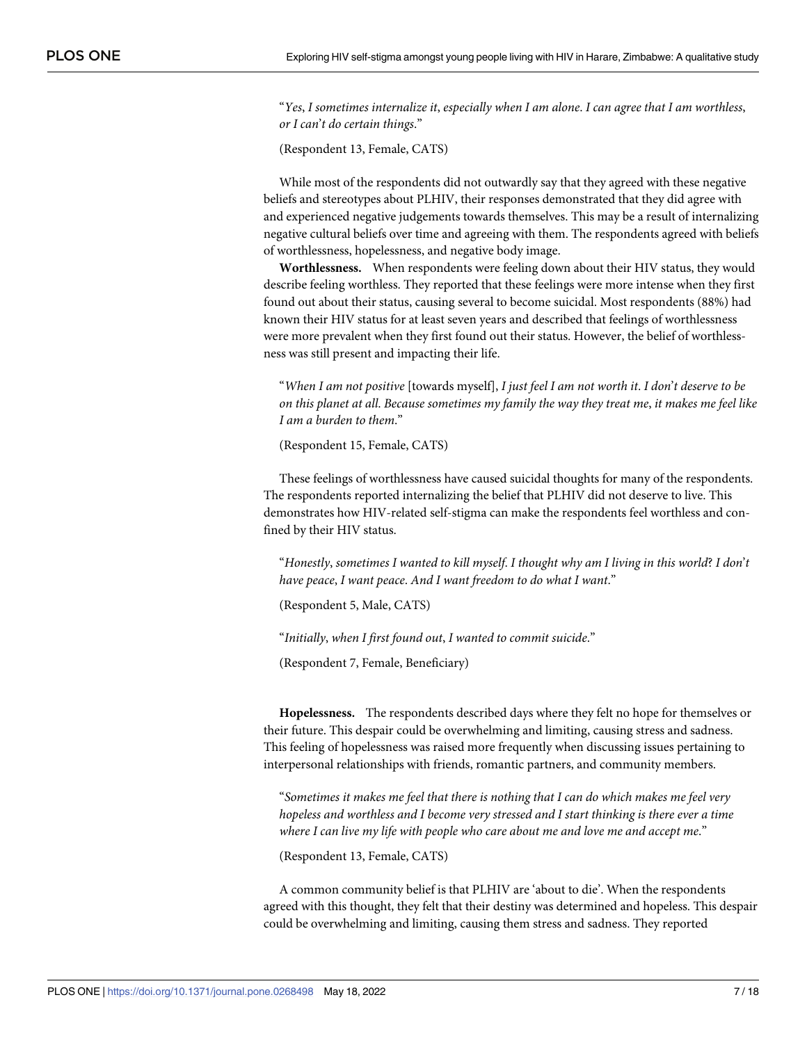"*Yes, I sometimes internalize it, especially when I am alone. I can agree that I am worthless, or I can't do certain things.*"

(Respondent 13, Female, CATS)

While most of the respondents did not outwardly say that they agreed with these negative beliefs and stereotypes about PLHIV, their responses demonstrated that they did agree with and experienced negative judgements towards themselves. This may be a result of internalizing negative cultural beliefs over time and agreeing with them. The respondents agreed with beliefs of worthlessness, hopelessness, and negative body image.

**Worthlessness.** When respondents were feeling down about their HIV status, they would describe feeling worthless. They reported that these feelings were more intense when they first found out about their status, causing several to become suicidal. Most respondents (88%) had known their HIV status for at least seven years and described that feelings of worthlessness were more prevalent when they first found out their status. However, the belief of worthlessness was still present and impacting their life.

"*When I am not positive* [towards myself], *I just feel I am not worth it. I don't deserve to be on this planet at all. Because sometimes my family the way they treat me, it makes me feel like I am a burden to them.*"

(Respondent 15, Female, CATS)

These feelings of worthlessness have caused suicidal thoughts for many of the respondents. The respondents reported internalizing the belief that PLHIV did not deserve to live. This demonstrates how HIV-related self-stigma can make the respondents feel worthless and confined by their HIV status.

"*Honestly, sometimes I wanted to kill myself. I thought why am I living in this world? I don't have peace, I want peace. And I want freedom to do what I want.*"

(Respondent 5, Male, CATS)

"*Initially, when I first found out, I wanted to commit suicide.*"

(Respondent 7, Female, Beneficiary)

**Hopelessness.** The respondents described days where they felt no hope for themselves or their future. This despair could be overwhelming and limiting, causing stress and sadness. This feeling of hopelessness was raised more frequently when discussing issues pertaining to interpersonal relationships with friends, romantic partners, and community members.

"*Sometimes it makes me feel that there is nothing that I can do which makes me feel very hopeless and worthless and I become very stressed and I start thinking is there ever a time where I can live my life with people who care about me and love me and accept me.*"

(Respondent 13, Female, CATS)

A common community belief is that PLHIV are 'about to die'. When the respondents agreed with this thought, they felt that their destiny was determined and hopeless. This despair could be overwhelming and limiting, causing them stress and sadness. They reported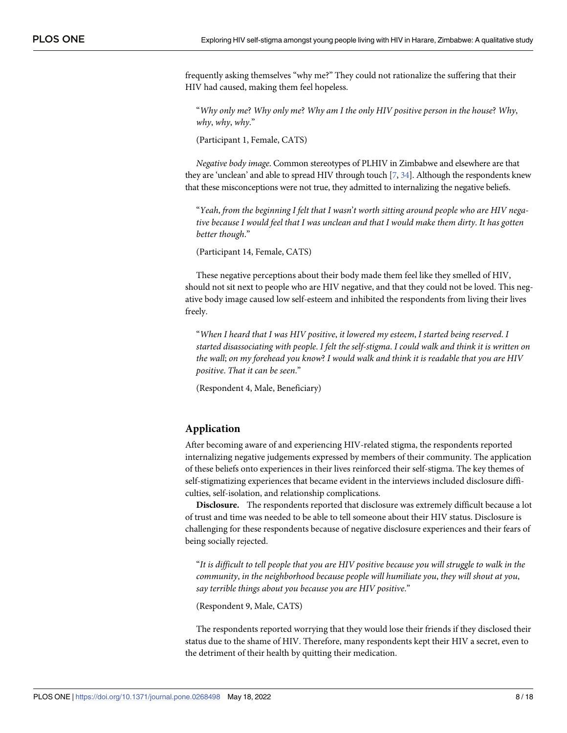frequently asking themselves "why me?" They could not rationalize the suffering that their HIV had caused, making them feel hopeless.

> "*Why only me? Why only me? Why am I the only HIV positive person in the house? Why, why, why, why.*"
>
> (Participant 1, Female, CATS)

*Negative body image*. Common stereotypes of PLHIV in Zimbabwe and elsewhere are that they are 'unclean' and able to spread HIV through touch [7, 34]. Although the respondents knew that these misconceptions were not true, they admitted to internalizing the negative beliefs.

> "*Yeah, from the beginning I felt that I wasn't worth sitting around people who are HIV negative because I would feel that I was unclean and that I would make them dirty. It has gotten better though.*"
>
> (Participant 14, Female, CATS)

These negative perceptions about their body made them feel like they smelled of HIV, should not sit next to people who are HIV negative, and that they could not be loved. This negative body image caused low self-esteem and inhibited the respondents from living their lives freely.

> "*When I heard that I was HIV positive, it lowered my esteem, I started being reserved. I started disassociating with people. I felt the self-stigma. I could walk and think it is written on the wall; on my forehead you know? I would walk and think it is readable that you are HIV positive. That it can be seen.*"
>
> (Respondent 4, Male, Beneficiary)

## Application

After becoming aware of and experiencing HIV-related stigma, the respondents reported internalizing negative judgements expressed by members of their community. The application of these beliefs onto experiences in their lives reinforced their self-stigma. The key themes of self-stigmatizing experiences that became evident in the interviews included disclosure difficulties, self-isolation, and relationship complications.

**Disclosure.** The respondents reported that disclosure was extremely difficult because a lot of trust and time was needed to be able to tell someone about their HIV status. Disclosure is challenging for these respondents because of negative disclosure experiences and their fears of being socially rejected.

> "*It is difficult to tell people that you are HIV positive because you will struggle to walk in the community, in the neighborhood because people will humiliate you, they will shout at you, say terrible things about you because you are HIV positive.*"
>
> (Respondent 9, Male, CATS)

The respondents reported worrying that they would lose their friends if they disclosed their status due to the shame of HIV. Therefore, many respondents kept their HIV a secret, even to the detriment of their health by quitting their medication.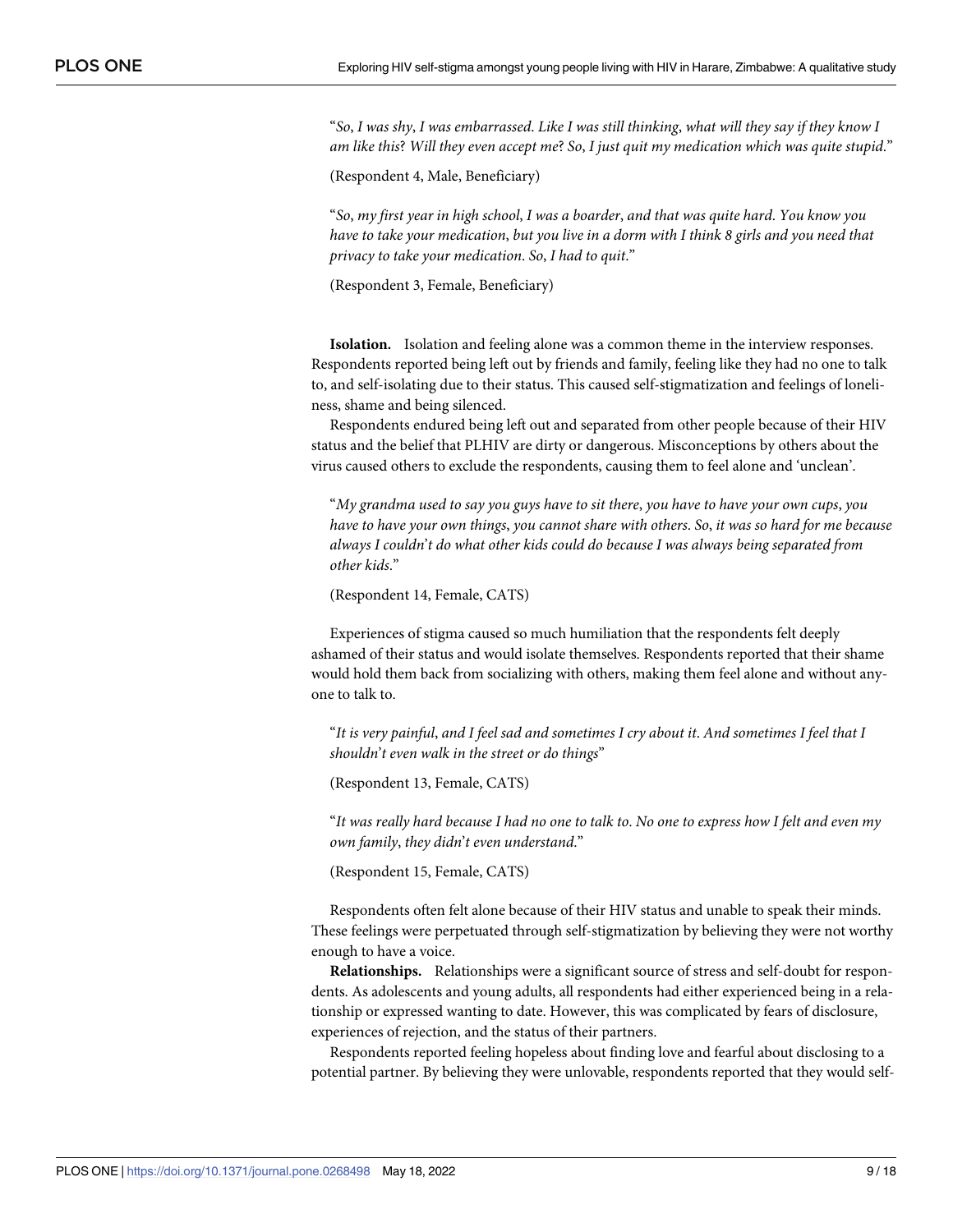"*So, I was shy, I was embarrassed. Like I was still thinking, what will they say if they know I am like this? Will they even accept me? So, I just quit my medication which was quite stupid.*"

(Respondent 4, Male, Beneficiary)

"*So, my first year in high school, I was a boarder, and that was quite hard. You know you have to take your medication, but you live in a dorm with I think 8 girls and you need that privacy to take your medication. So, I had to quit.*"

(Respondent 3, Female, Beneficiary)

**Isolation.** Isolation and feeling alone was a common theme in the interview responses. Respondents reported being left out by friends and family, feeling like they had no one to talk to, and self-isolating due to their status. This caused self-stigmatization and feelings of loneliness, shame and being silenced.

Respondents endured being left out and separated from other people because of their HIV status and the belief that PLHIV are dirty or dangerous. Misconceptions by others about the virus caused others to exclude the respondents, causing them to feel alone and 'unclean'.

"*My grandma used to say you guys have to sit there, you have to have your own cups, you have to have your own things, you cannot share with others. So, it was so hard for me because always I couldn't do what other kids could do because I was always being separated from other kids.*"

(Respondent 14, Female, CATS)

Experiences of stigma caused so much humiliation that the respondents felt deeply ashamed of their status and would isolate themselves. Respondents reported that their shame would hold them back from socializing with others, making them feel alone and without anyone to talk to.

"*It is very painful, and I feel sad and sometimes I cry about it. And sometimes I feel that I shouldn't even walk in the street or do things*"

(Respondent 13, Female, CATS)

"*It was really hard because I had no one to talk to. No one to express how I felt and even my own family, they didn't even understand.*"

(Respondent 15, Female, CATS)

Respondents often felt alone because of their HIV status and unable to speak their minds. These feelings were perpetuated through self-stigmatization by believing they were not worthy enough to have a voice.

**Relationships.** Relationships were a significant source of stress and self-doubt for respondents. As adolescents and young adults, all respondents had either experienced being in a relationship or expressed wanting to date. However, this was complicated by fears of disclosure, experiences of rejection, and the status of their partners.

Respondents reported feeling hopeless about finding love and fearful about disclosing to a potential partner. By believing they were unlovable, respondents reported that they would self-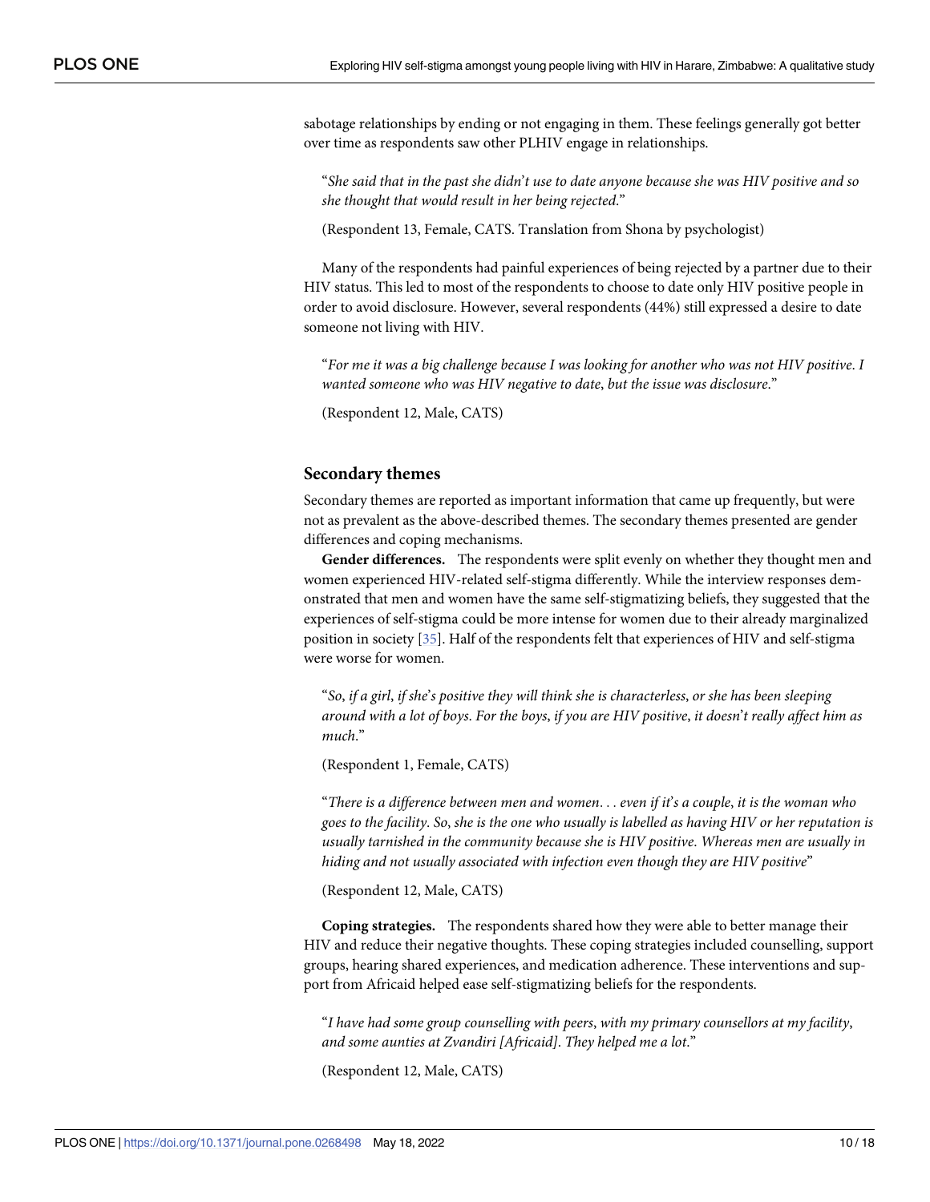sabotage relationships by ending or not engaging in them. These feelings generally got better over time as respondents saw other PLHIV engage in relationships.

> "*She said that in the past she didn't use to date anyone because she was HIV positive and so she thought that would result in her being rejected.*"
>
> (Respondent 13, Female, CATS. Translation from Shona by psychologist)

Many of the respondents had painful experiences of being rejected by a partner due to their HIV status. This led to most of the respondents to choose to date only HIV positive people in order to avoid disclosure. However, several respondents (44%) still expressed a desire to date someone not living with HIV.

> "*For me it was a big challenge because I was looking for another who was not HIV positive. I wanted someone who was HIV negative to date, but the issue was disclosure.*"
>
> (Respondent 12, Male, CATS)

## Secondary themes

Secondary themes are reported as important information that came up frequently, but were not as prevalent as the above-described themes. The secondary themes presented are gender differences and coping mechanisms.

**Gender differences.** The respondents were split evenly on whether they thought men and women experienced HIV-related self-stigma differently. While the interview responses demonstrated that men and women have the same self-stigmatizing beliefs, they suggested that the experiences of self-stigma could be more intense for women due to their already marginalized position in society [35]. Half of the respondents felt that experiences of HIV and self-stigma were worse for women.

> "*So, if a girl, if she's positive they will think she is characterless, or she has been sleeping around with a lot of boys. For the boys, if you are HIV positive, it doesn't really affect him as much.*"
>
> (Respondent 1, Female, CATS)

> "*There is a difference between men and women... even if it's a couple, it is the woman who goes to the facility. So, she is the one who usually is labelled as having HIV or her reputation is usually tarnished in the community because she is HIV positive. Whereas men are usually in hiding and not usually associated with infection even though they are HIV positive*"
>
> (Respondent 12, Male, CATS)

**Coping strategies.** The respondents shared how they were able to better manage their HIV and reduce their negative thoughts. These coping strategies included counselling, support groups, hearing shared experiences, and medication adherence. These interventions and support from Africaid helped ease self-stigmatizing beliefs for the respondents.

> "*I have had some group counselling with peers, with my primary counsellors at my facility, and some aunties at Zvandiri [Africaid]. They helped me a lot.*"
>
> (Respondent 12, Male, CATS)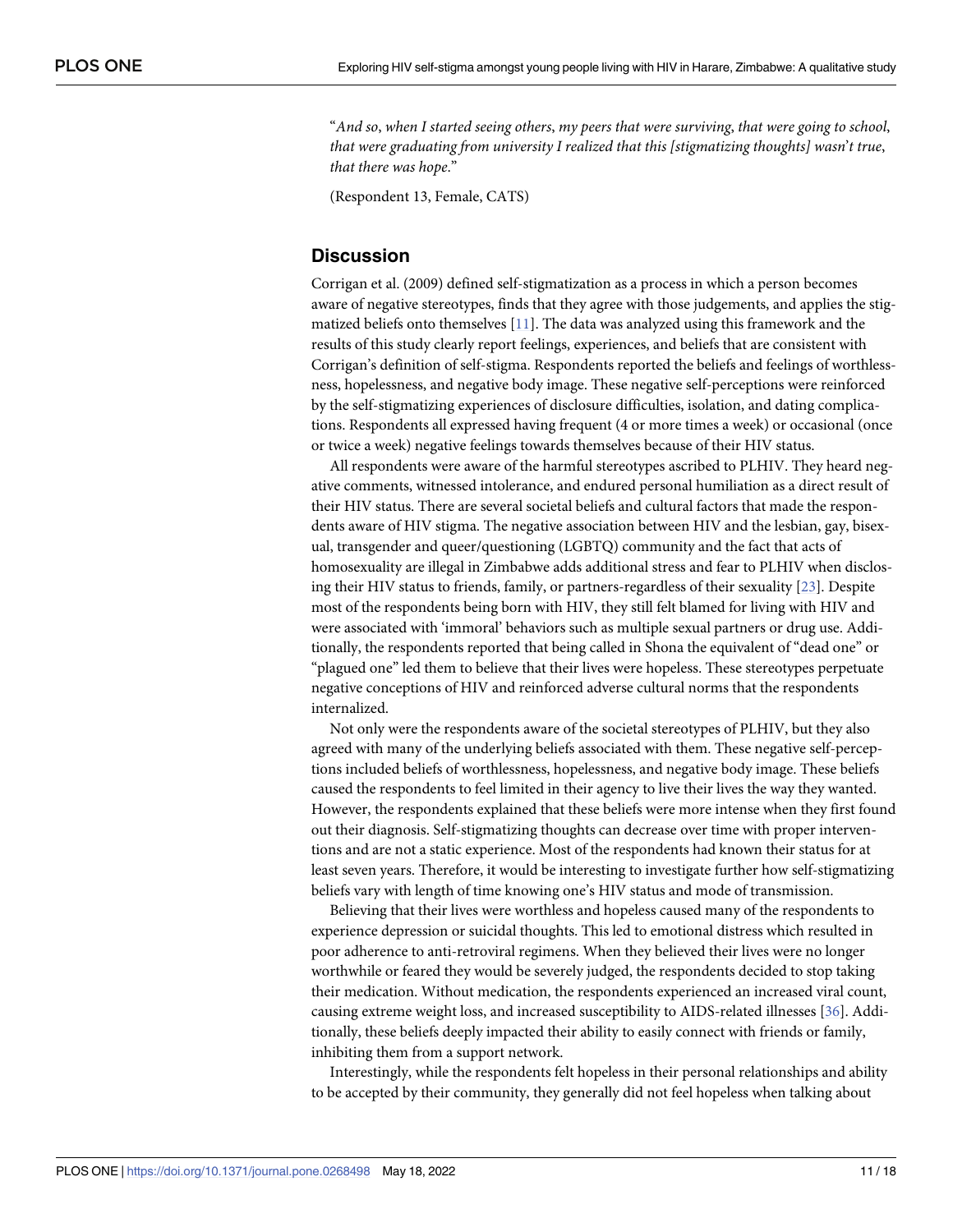"*And so, when I started seeing others, my peers that were surviving, that were going to school, that were graduating from university I realized that this [stigmatizing thoughts] wasn't true, that there was hope.*"

(Respondent 13, Female, CATS)

## Discussion

Corrigan et al. (2009) defined self-stigmatization as a process in which a person becomes aware of negative stereotypes, finds that they agree with those judgements, and applies the stigmatized beliefs onto themselves [11]. The data was analyzed using this framework and the results of this study clearly report feelings, experiences, and beliefs that are consistent with Corrigan's definition of self-stigma. Respondents reported the beliefs and feelings of worthlessness, hopelessness, and negative body image. These negative self-perceptions were reinforced by the self-stigmatizing experiences of disclosure difficulties, isolation, and dating complications. Respondents all expressed having frequent (4 or more times a week) or occasional (once or twice a week) negative feelings towards themselves because of their HIV status.

All respondents were aware of the harmful stereotypes ascribed to PLHIV. They heard negative comments, witnessed intolerance, and endured personal humiliation as a direct result of their HIV status. There are several societal beliefs and cultural factors that made the respondents aware of HIV stigma. The negative association between HIV and the lesbian, gay, bisexual, transgender and queer/questioning (LGBTQ) community and the fact that acts of homosexuality are illegal in Zimbabwe adds additional stress and fear to PLHIV when disclosing their HIV status to friends, family, or partners-regardless of their sexuality [23]. Despite most of the respondents being born with HIV, they still felt blamed for living with HIV and were associated with 'immoral' behaviors such as multiple sexual partners or drug use. Additionally, the respondents reported that being called in Shona the equivalent of "dead one" or "plagued one" led them to believe that their lives were hopeless. These stereotypes perpetuate negative conceptions of HIV and reinforced adverse cultural norms that the respondents internalized.

Not only were the respondents aware of the societal stereotypes of PLHIV, but they also agreed with many of the underlying beliefs associated with them. These negative self-perceptions included beliefs of worthlessness, hopelessness, and negative body image. These beliefs caused the respondents to feel limited in their agency to live their lives the way they wanted. However, the respondents explained that these beliefs were more intense when they first found out their diagnosis. Self-stigmatizing thoughts can decrease over time with proper interventions and are not a static experience. Most of the respondents had known their status for at least seven years. Therefore, it would be interesting to investigate further how self-stigmatizing beliefs vary with length of time knowing one's HIV status and mode of transmission.

Believing that their lives were worthless and hopeless caused many of the respondents to experience depression or suicidal thoughts. This led to emotional distress which resulted in poor adherence to anti-retroviral regimens. When they believed their lives were no longer worthwhile or feared they would be severely judged, the respondents decided to stop taking their medication. Without medication, the respondents experienced an increased viral count, causing extreme weight loss, and increased susceptibility to AIDS-related illnesses [36]. Additionally, these beliefs deeply impacted their ability to easily connect with friends or family, inhibiting them from a support network.

Interestingly, while the respondents felt hopeless in their personal relationships and ability to be accepted by their community, they generally did not feel hopeless when talking about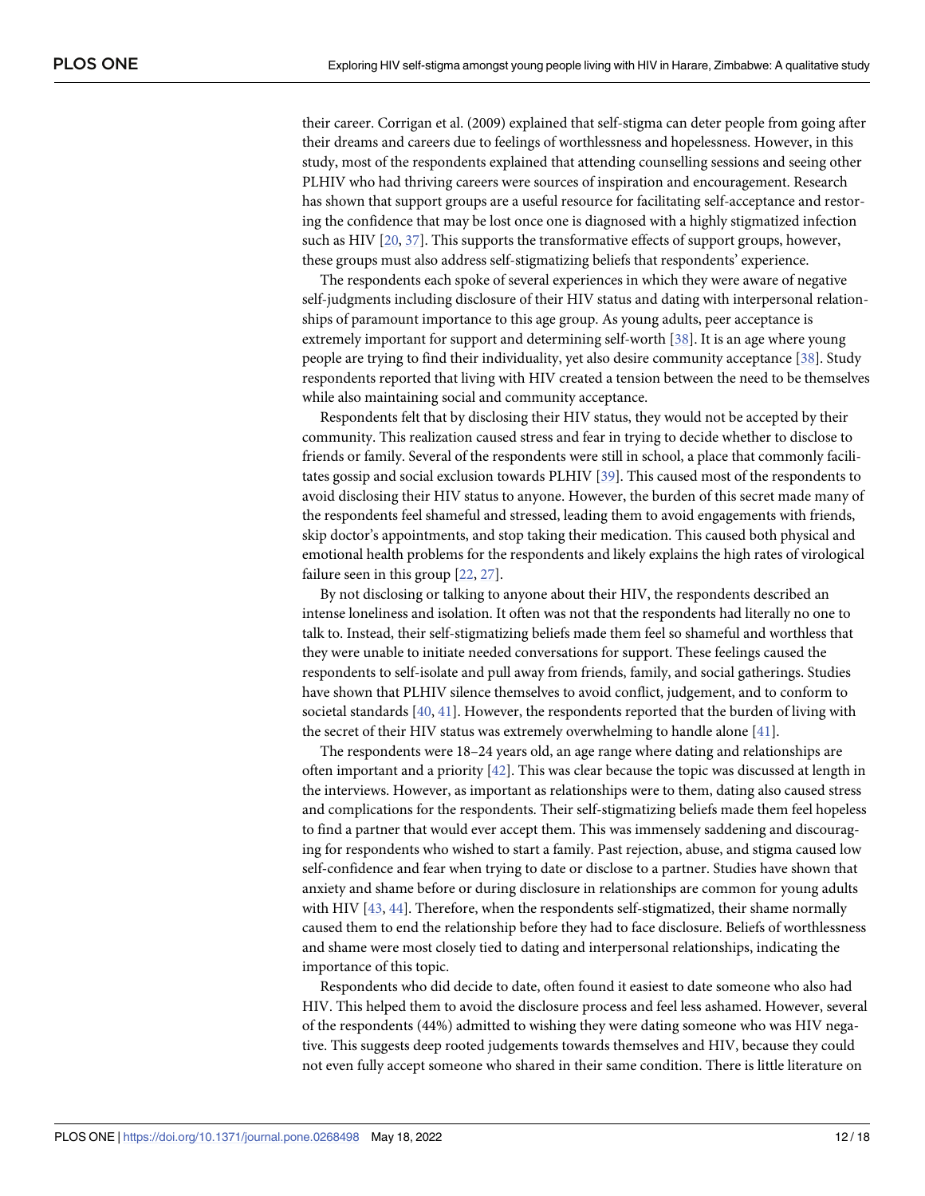their career. Corrigan et al. (2009) explained that self-stigma can deter people from going after their dreams and careers due to feelings of worthlessness and hopelessness. However, in this study, most of the respondents explained that attending counselling sessions and seeing other PLHIV who had thriving careers were sources of inspiration and encouragement. Research has shown that support groups are a useful resource for facilitating self-acceptance and restoring the confidence that may be lost once one is diagnosed with a highly stigmatized infection such as HIV [20, 37]. This supports the transformative effects of support groups, however, these groups must also address self-stigmatizing beliefs that respondents' experience.

The respondents each spoke of several experiences in which they were aware of negative self-judgments including disclosure of their HIV status and dating with interpersonal relationships of paramount importance to this age group. As young adults, peer acceptance is extremely important for support and determining self-worth [38]. It is an age where young people are trying to find their individuality, yet also desire community acceptance [38]. Study respondents reported that living with HIV created a tension between the need to be themselves while also maintaining social and community acceptance.

Respondents felt that by disclosing their HIV status, they would not be accepted by their community. This realization caused stress and fear in trying to decide whether to disclose to friends or family. Several of the respondents were still in school, a place that commonly facilitates gossip and social exclusion towards PLHIV [39]. This caused most of the respondents to avoid disclosing their HIV status to anyone. However, the burden of this secret made many of the respondents feel shameful and stressed, leading them to avoid engagements with friends, skip doctor's appointments, and stop taking their medication. This caused both physical and emotional health problems for the respondents and likely explains the high rates of virological failure seen in this group [22, 27].

By not disclosing or talking to anyone about their HIV, the respondents described an intense loneliness and isolation. It often was not that the respondents had literally no one to talk to. Instead, their self-stigmatizing beliefs made them feel so shameful and worthless that they were unable to initiate needed conversations for support. These feelings caused the respondents to self-isolate and pull away from friends, family, and social gatherings. Studies have shown that PLHIV silence themselves to avoid conflict, judgement, and to conform to societal standards [40, 41]. However, the respondents reported that the burden of living with the secret of their HIV status was extremely overwhelming to handle alone [41].

The respondents were 18–24 years old, an age range where dating and relationships are often important and a priority [42]. This was clear because the topic was discussed at length in the interviews. However, as important as relationships were to them, dating also caused stress and complications for the respondents. Their self-stigmatizing beliefs made them feel hopeless to find a partner that would ever accept them. This was immensely saddening and discouraging for respondents who wished to start a family. Past rejection, abuse, and stigma caused low self-confidence and fear when trying to date or disclose to a partner. Studies have shown that anxiety and shame before or during disclosure in relationships are common for young adults with HIV [43, 44]. Therefore, when the respondents self-stigmatized, their shame normally caused them to end the relationship before they had to face disclosure. Beliefs of worthlessness and shame were most closely tied to dating and interpersonal relationships, indicating the importance of this topic.

Respondents who did decide to date, often found it easiest to date someone who also had HIV. This helped them to avoid the disclosure process and feel less ashamed. However, several of the respondents (44%) admitted to wishing they were dating someone who was HIV negative. This suggests deep rooted judgements towards themselves and HIV, because they could not even fully accept someone who shared in their same condition. There is little literature on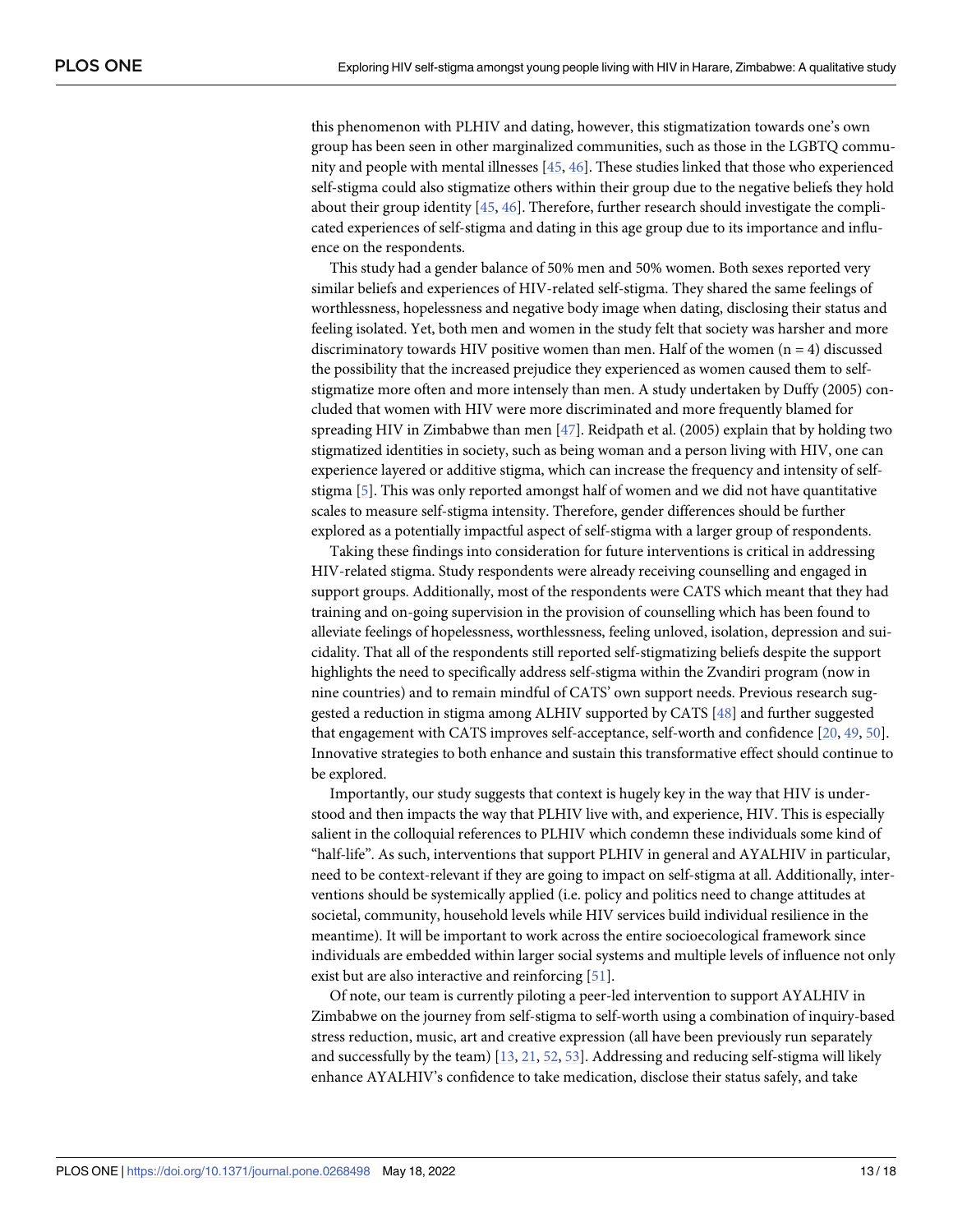this phenomenon with PLHIV and dating, however, this stigmatization towards one's own group has been seen in other marginalized communities, such as those in the LGBTQ community and people with mental illnesses [45, 46]. These studies linked that those who experienced self-stigma could also stigmatize others within their group due to the negative beliefs they hold about their group identity [45, 46]. Therefore, further research should investigate the complicated experiences of self-stigma and dating in this age group due to its importance and influence on the respondents.

This study had a gender balance of 50% men and 50% women. Both sexes reported very similar beliefs and experiences of HIV-related self-stigma. They shared the same feelings of worthlessness, hopelessness and negative body image when dating, disclosing their status and feeling isolated. Yet, both men and women in the study felt that society was harsher and more discriminatory towards HIV positive women than men. Half of the women (n = 4) discussed the possibility that the increased prejudice they experienced as women caused them to self-stigmatize more often and more intensely than men. A study undertaken by Duffy (2005) concluded that women with HIV were more discriminated and more frequently blamed for spreading HIV in Zimbabwe than men [47]. Reidpath et al. (2005) explain that by holding two stigmatized identities in society, such as being woman and a person living with HIV, one can experience layered or additive stigma, which can increase the frequency and intensity of self-stigma [5]. This was only reported amongst half of women and we did not have quantitative scales to measure self-stigma intensity. Therefore, gender differences should be further explored as a potentially impactful aspect of self-stigma with a larger group of respondents.

Taking these findings into consideration for future interventions is critical in addressing HIV-related stigma. Study respondents were already receiving counselling and engaged in support groups. Additionally, most of the respondents were CATS which meant that they had training and on-going supervision in the provision of counselling which has been found to alleviate feelings of hopelessness, worthlessness, feeling unloved, isolation, depression and suicidality. That all of the respondents still reported self-stigmatizing beliefs despite the support highlights the need to specifically address self-stigma within the Zvandiri program (now in nine countries) and to remain mindful of CATS' own support needs. Previous research suggested a reduction in stigma among ALHIV supported by CATS [48] and further suggested that engagement with CATS improves self-acceptance, self-worth and confidence [20, 49, 50]. Innovative strategies to both enhance and sustain this transformative effect should continue to be explored.

Importantly, our study suggests that context is hugely key in the way that HIV is understood and then impacts the way that PLHIV live with, and experience, HIV. This is especially salient in the colloquial references to PLHIV which condemn these individuals some kind of "half-life". As such, interventions that support PLHIV in general and AYALHIV in particular, need to be context-relevant if they are going to impact on self-stigma at all. Additionally, interventions should be systemically applied (i.e. policy and politics need to change attitudes at societal, community, household levels while HIV services build individual resilience in the meantime). It will be important to work across the entire socioecological framework since individuals are embedded within larger social systems and multiple levels of influence not only exist but are also interactive and reinforcing [51].

Of note, our team is currently piloting a peer-led intervention to support AYALHIV in Zimbabwe on the journey from self-stigma to self-worth using a combination of inquiry-based stress reduction, music, art and creative expression (all have been previously run separately and successfully by the team) [13, 21, 52, 53]. Addressing and reducing self-stigma will likely enhance AYALHIV's confidence to take medication, disclose their status safely, and take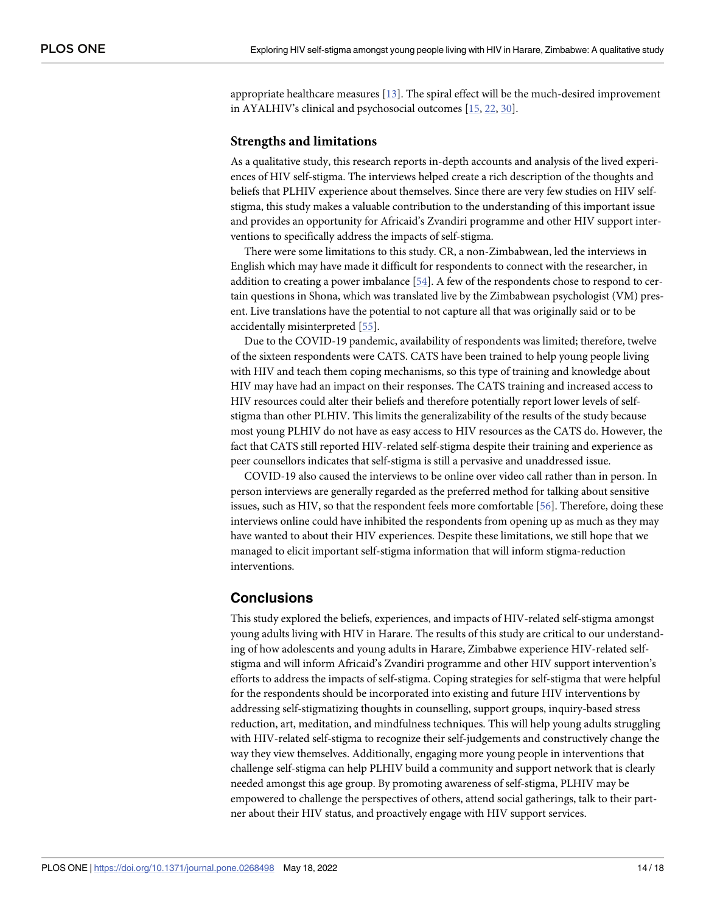appropriate healthcare measures [13]. The spiral effect will be the much-desired improvement in AYALHIV's clinical and psychosocial outcomes [15, 22, 30].

### Strengths and limitations

As a qualitative study, this research reports in-depth accounts and analysis of the lived experiences of HIV self-stigma. The interviews helped create a rich description of the thoughts and beliefs that PLHIV experience about themselves. Since there are very few studies on HIV self-stigma, this study makes a valuable contribution to the understanding of this important issue and provides an opportunity for Africaid's Zvandiri programme and other HIV support interventions to specifically address the impacts of self-stigma.

There were some limitations to this study. CR, a non-Zimbabwean, led the interviews in English which may have made it difficult for respondents to connect with the researcher, in addition to creating a power imbalance [54]. A few of the respondents chose to respond to certain questions in Shona, which was translated live by the Zimbabwean psychologist (VM) present. Live translations have the potential to not capture all that was originally said or to be accidentally misinterpreted [55].

Due to the COVID-19 pandemic, availability of respondents was limited; therefore, twelve of the sixteen respondents were CATS. CATS have been trained to help young people living with HIV and teach them coping mechanisms, so this type of training and knowledge about HIV may have had an impact on their responses. The CATS training and increased access to HIV resources could alter their beliefs and therefore potentially report lower levels of self-stigma than other PLHIV. This limits the generalizability of the results of the study because most young PLHIV do not have as easy access to HIV resources as the CATS do. However, the fact that CATS still reported HIV-related self-stigma despite their training and experience as peer counsellors indicates that self-stigma is still a pervasive and unaddressed issue.

COVID-19 also caused the interviews to be online over video call rather than in person. In person interviews are generally regarded as the preferred method for talking about sensitive issues, such as HIV, so that the respondent feels more comfortable [56]. Therefore, doing these interviews online could have inhibited the respondents from opening up as much as they may have wanted to about their HIV experiences. Despite these limitations, we still hope that we managed to elicit important self-stigma information that will inform stigma-reduction interventions.

## Conclusions

This study explored the beliefs, experiences, and impacts of HIV-related self-stigma amongst young adults living with HIV in Harare. The results of this study are critical to our understanding of how adolescents and young adults in Harare, Zimbabwe experience HIV-related self-stigma and will inform Africaid's Zvandiri programme and other HIV support intervention's efforts to address the impacts of self-stigma. Coping strategies for self-stigma that were helpful for the respondents should be incorporated into existing and future HIV interventions by addressing self-stigmatizing thoughts in counselling, support groups, inquiry-based stress reduction, art, meditation, and mindfulness techniques. This will help young adults struggling with HIV-related self-stigma to recognize their self-judgements and constructively change the way they view themselves. Additionally, engaging more young people in interventions that challenge self-stigma can help PLHIV build a community and support network that is clearly needed amongst this age group. By promoting awareness of self-stigma, PLHIV may be empowered to challenge the perspectives of others, attend social gatherings, talk to their partner about their HIV status, and proactively engage with HIV support services.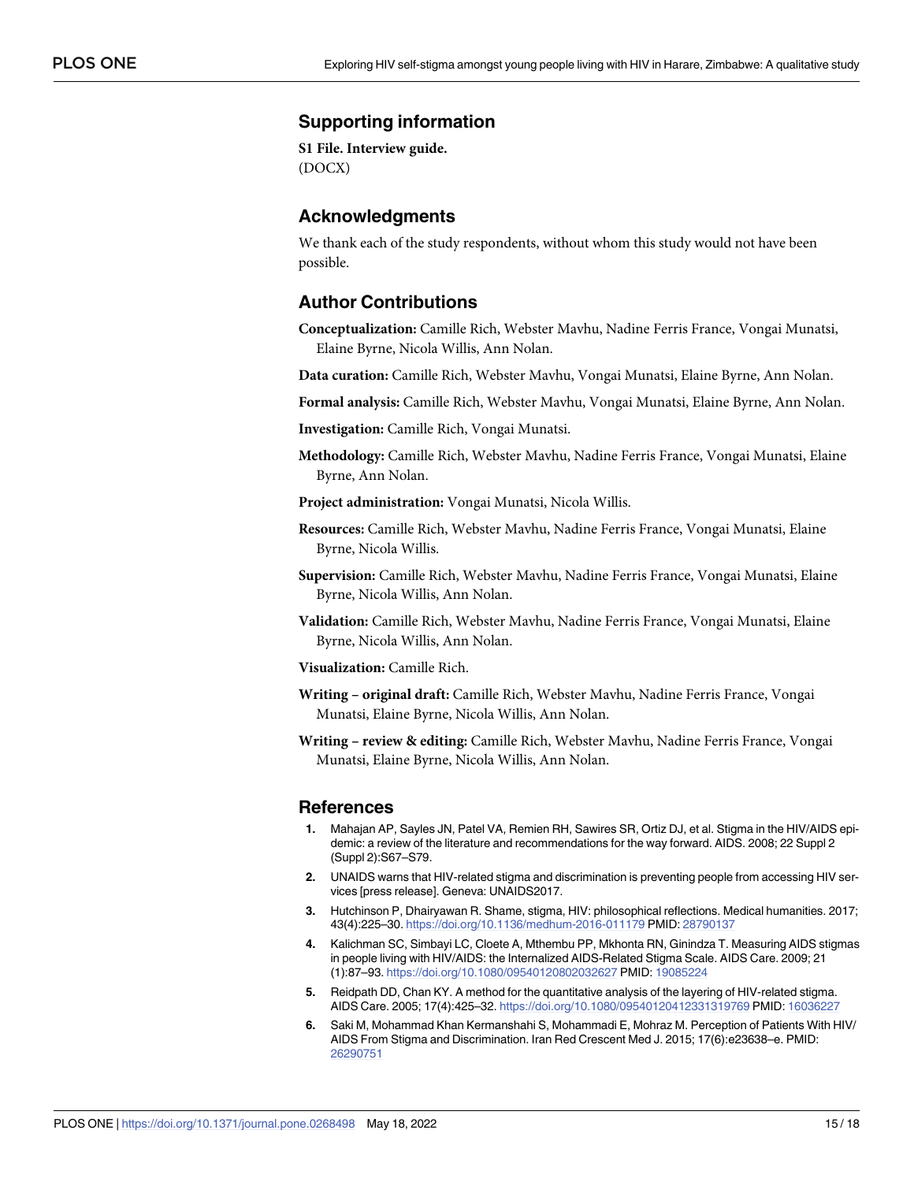## Supporting information

**S1 File. Interview guide.**
(DOCX)

## Acknowledgments

We thank each of the study respondents, without whom this study would not have been possible.

## Author Contributions

**Conceptualization:** Camille Rich, Webster Mavhu, Nadine Ferris France, Vongai Munatsi, Elaine Byrne, Nicola Willis, Ann Nolan.

**Data curation:** Camille Rich, Webster Mavhu, Vongai Munatsi, Elaine Byrne, Ann Nolan.

**Formal analysis:** Camille Rich, Webster Mavhu, Vongai Munatsi, Elaine Byrne, Ann Nolan.

**Investigation:** Camille Rich, Vongai Munatsi.

**Methodology:** Camille Rich, Webster Mavhu, Nadine Ferris France, Vongai Munatsi, Elaine Byrne, Ann Nolan.

**Project administration:** Vongai Munatsi, Nicola Willis.

**Resources:** Camille Rich, Webster Mavhu, Nadine Ferris France, Vongai Munatsi, Elaine Byrne, Nicola Willis.

**Supervision:** Camille Rich, Webster Mavhu, Nadine Ferris France, Vongai Munatsi, Elaine Byrne, Nicola Willis, Ann Nolan.

**Validation:** Camille Rich, Webster Mavhu, Nadine Ferris France, Vongai Munatsi, Elaine Byrne, Nicola Willis, Ann Nolan.

**Visualization:** Camille Rich.

**Writing – original draft:** Camille Rich, Webster Mavhu, Nadine Ferris France, Vongai Munatsi, Elaine Byrne, Nicola Willis, Ann Nolan.

**Writing – review & editing:** Camille Rich, Webster Mavhu, Nadine Ferris France, Vongai Munatsi, Elaine Byrne, Nicola Willis, Ann Nolan.

## References

1. Mahajan AP, Sayles JN, Patel VA, Remien RH, Sawires SR, Ortiz DJ, et al. Stigma in the HIV/AIDS epidemic: a review of the literature and recommendations for the way forward. AIDS. 2008; 22 Suppl 2 (Suppl 2):S67–S79.
2. UNAIDS warns that HIV-related stigma and discrimination is preventing people from accessing HIV services [press release]. Geneva: UNAIDS2017.
3. Hutchinson P, Dhairyawan R. Shame, stigma, HIV: philosophical reflections. Medical humanities. 2017; 43(4):225–30. https://doi.org/10.1136/medhum-2016-011179 PMID: 28790137
4. Kalichman SC, Simbayi LC, Cloete A, Mthembu PP, Mkhonta RN, Ginindza T. Measuring AIDS stigmas in people living with HIV/AIDS: the Internalized AIDS-Related Stigma Scale. AIDS Care. 2009; 21 (1):87–93. https://doi.org/10.1080/09540120802032627 PMID: 19085224
5. Reidpath DD, Chan KY. A method for the quantitative analysis of the layering of HIV-related stigma. AIDS Care. 2005; 17(4):425–32. https://doi.org/10.1080/09540120412331319769 PMID: 16036227
6. Saki M, Mohammad Khan Kermanshahi S, Mohammadi E, Mohraz M. Perception of Patients With HIV/AIDS From Stigma and Discrimination. Iran Red Crescent Med J. 2015; 17(6):e23638–e. PMID: 26290751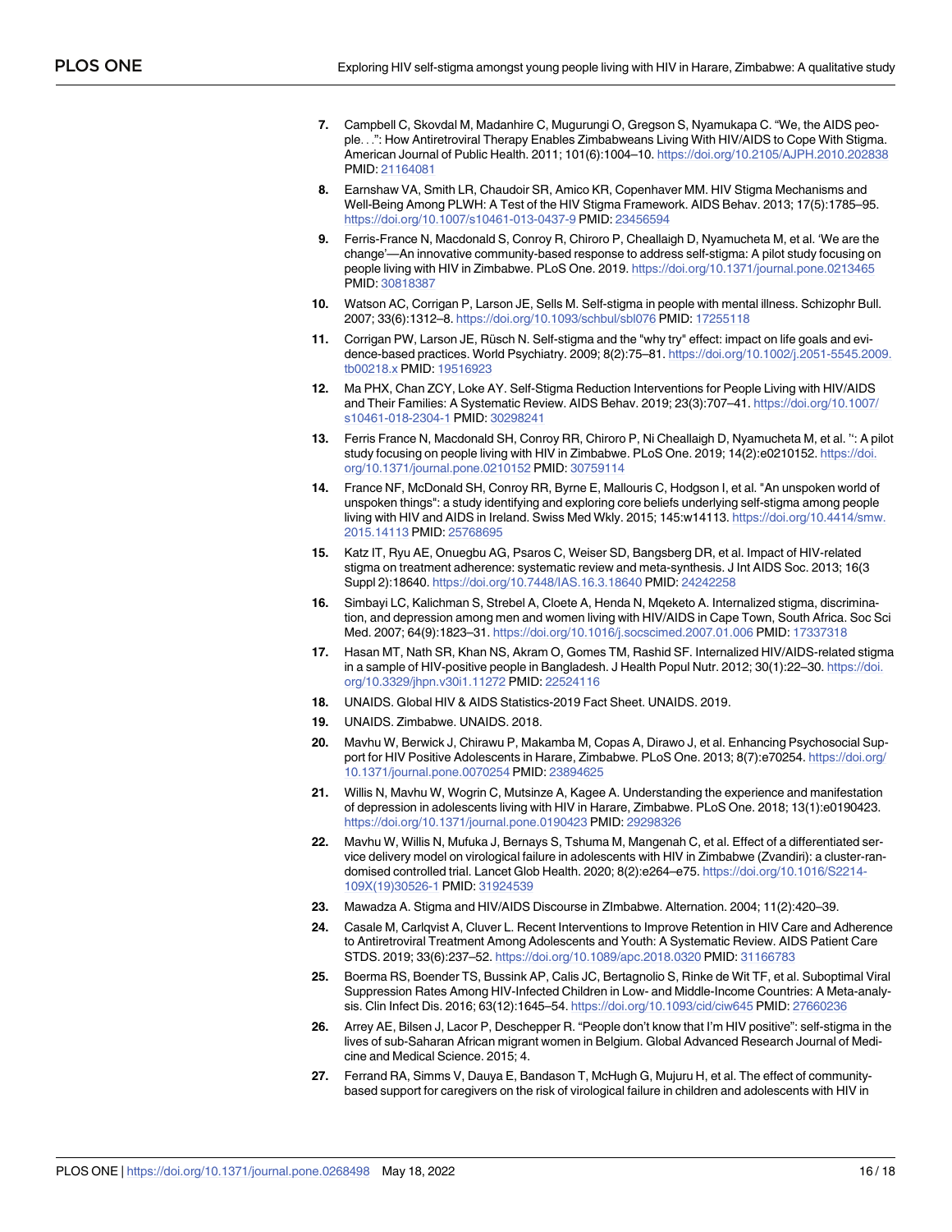7. Campbell C, Skovdal M, Madanhire C, Mugurungi O, Gregson S, Nyamukapa C. "We, the AIDS people. . .": How Antiretroviral Therapy Enables Zimbabweans Living With HIV/AIDS to Cope With Stigma. American Journal of Public Health. 2011; 101(6):1004–10. https://doi.org/10.2105/AJPH.2010.202838 PMID: 21164081

8. Earnshaw VA, Smith LR, Chaudoir SR, Amico KR, Copenhaver MM. HIV Stigma Mechanisms and Well-Being Among PLWH: A Test of the HIV Stigma Framework. AIDS Behav. 2013; 17(5):1785–95. https://doi.org/10.1007/s10461-013-0437-9 PMID: 23456594

9. Ferris-France N, Macdonald S, Conroy R, Chiroro P, Cheallaigh D, Nyamucheta M, et al. 'We are the change'—An innovative community-based response to address self-stigma: A pilot study focusing on people living with HIV in Zimbabwe. PLoS One. 2019. https://doi.org/10.1371/journal.pone.0213465 PMID: 30818387

10. Watson AC, Corrigan P, Larson JE, Sells M. Self-stigma in people with mental illness. Schizophr Bull. 2007; 33(6):1312–8. https://doi.org/10.1093/schbul/sbl076 PMID: 17255118

11. Corrigan PW, Larson JE, Rüsch N. Self-stigma and the "why try" effect: impact on life goals and evidence-based practices. World Psychiatry. 2009; 8(2):75–81. https://doi.org/10.1002/j.2051-5545.2009.tb00218.x PMID: 19516923

12. Ma PHX, Chan ZCY, Loke AY. Self-Stigma Reduction Interventions for People Living with HIV/AIDS and Their Families: A Systematic Review. AIDS Behav. 2019; 23(3):707–41. https://doi.org/10.1007/s10461-018-2304-1 PMID: 30298241

13. Ferris France N, Macdonald SH, Conroy RR, Chiroro P, Ni Cheallaigh D, Nyamucheta M, et al. '': A pilot study focusing on people living with HIV in Zimbabwe. PLoS One. 2019; 14(2):e0210152. https://doi.org/10.1371/journal.pone.0210152 PMID: 30759114

14. France NF, McDonald SH, Conroy RR, Byrne E, Mallouris C, Hodgson I, et al. "An unspoken world of unspoken things": a study identifying and exploring core beliefs underlying self-stigma among people living with HIV and AIDS in Ireland. Swiss Med Wkly. 2015; 145:w14113. https://doi.org/10.4414/smw.2015.14113 PMID: 25768695

15. Katz IT, Ryu AE, Onuegbu AG, Psaros C, Weiser SD, Bangsberg DR, et al. Impact of HIV-related stigma on treatment adherence: systematic review and meta-synthesis. J Int AIDS Soc. 2013; 16(3 Suppl 2):18640. https://doi.org/10.7448/IAS.16.3.18640 PMID: 24242258

16. Simbayi LC, Kalichman S, Strebel A, Cloete A, Henda N, Mqeketo A. Internalized stigma, discrimination, and depression among men and women living with HIV/AIDS in Cape Town, South Africa. Soc Sci Med. 2007; 64(9):1823–31. https://doi.org/10.1016/j.socscimed.2007.01.006 PMID: 17337318

17. Hasan MT, Nath SR, Khan NS, Akram O, Gomes TM, Rashid SF. Internalized HIV/AIDS-related stigma in a sample of HIV-positive people in Bangladesh. J Health Popul Nutr. 2012; 30(1):22–30. https://doi.org/10.3329/jhpn.v30i1.11272 PMID: 22524116

18. UNAIDS. Global HIV & AIDS Statistics-2019 Fact Sheet. UNAIDS. 2019.

19. UNAIDS. Zimbabwe. UNAIDS. 2018.

20. Mavhu W, Berwick J, Chirawu P, Makamba M, Copas A, Dirawo J, et al. Enhancing Psychosocial Support for HIV Positive Adolescents in Harare, Zimbabwe. PLoS One. 2013; 8(7):e70254. https://doi.org/10.1371/journal.pone.0070254 PMID: 23894625

21. Willis N, Mavhu W, Wogrin C, Mutsinze A, Kagee A. Understanding the experience and manifestation of depression in adolescents living with HIV in Harare, Zimbabwe. PLoS One. 2018; 13(1):e0190423. https://doi.org/10.1371/journal.pone.0190423 PMID: 29298326

22. Mavhu W, Willis N, Mufuka J, Bernays S, Tshuma M, Mangenah C, et al. Effect of a differentiated service delivery model on virological failure in adolescents with HIV in Zimbabwe (Zvandiri): a cluster-randomised controlled trial. Lancet Glob Health. 2020; 8(2):e264–e75. https://doi.org/10.1016/S2214-109X(19)30526-1 PMID: 31924539

23. Mawadza A. Stigma and HIV/AIDS Discourse in ZImbabwe. Alternation. 2004; 11(2):420–39.

24. Casale M, Carlqvist A, Cluver L. Recent Interventions to Improve Retention in HIV Care and Adherence to Antiretroviral Treatment Among Adolescents and Youth: A Systematic Review. AIDS Patient Care STDS. 2019; 33(6):237–52. https://doi.org/10.1089/apc.2018.0320 PMID: 31166783

25. Boerma RS, Boender TS, Bussink AP, Calis JC, Bertagnolio S, Rinke de Wit TF, et al. Suboptimal Viral Suppression Rates Among HIV-Infected Children in Low- and Middle-Income Countries: A Meta-analysis. Clin Infect Dis. 2016; 63(12):1645–54. https://doi.org/10.1093/cid/ciw645 PMID: 27660236

26. Arrey AE, Bilsen J, Lacor P, Deschepper R. "People don't know that I'm HIV positive": self-stigma in the lives of sub-Saharan African migrant women in Belgium. Global Advanced Research Journal of Medicine and Medical Science. 2015; 4.

27. Ferrand RA, Simms V, Dauya E, Bandason T, McHugh G, Mujuru H, et al. The effect of community-based support for caregivers on the risk of virological failure in children and adolescents with HIV in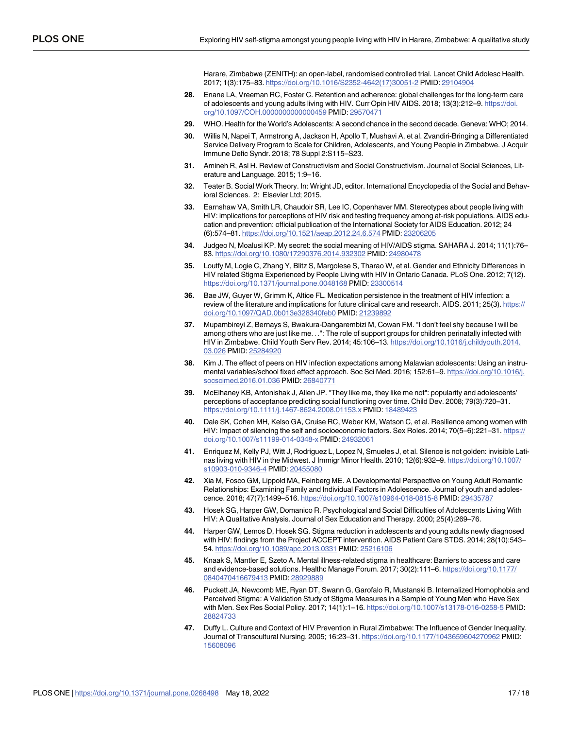Harare, Zimbabwe (ZENITH): an open-label, randomised controlled trial. Lancet Child Adolesc Health. 2017; 1(3):175–83. https://doi.org/10.1016/S2352-4642(17)30051-2 PMID: 29104904

28. Enane LA, Vreeman RC, Foster C. Retention and adherence: global challenges for the long-term care of adolescents and young adults living with HIV. Curr Opin HIV AIDS. 2018; 13(3):212–9. https://doi.org/10.1097/COH.0000000000000459 PMID: 29570471

29. WHO. Health for the World's Adolescents: A second chance in the second decade. Geneva: WHO; 2014.

30. Willis N, Napei T, Armstrong A, Jackson H, Apollo T, Mushavi A, et al. Zvandiri-Bringing a Differentiated Service Delivery Program to Scale for Children, Adolescents, and Young People in Zimbabwe. J Acquir Immune Defic Syndr. 2018; 78 Suppl 2:S115–S23.

31. Amineh R, Asl H. Review of Constructivism and Social Constructivism. Journal of Social Sciences, Literature and Language. 2015; 1:9–16.

32. Teater B. Social Work Theory. In: Wright JD, editor. International Encyclopedia of the Social and Behavioral Sciences. 2: Elsevier Ltd; 2015.

33. Earnshaw VA, Smith LR, Chaudoir SR, Lee IC, Copenhaver MM. Stereotypes about people living with HIV: implications for perceptions of HIV risk and testing frequency among at-risk populations. AIDS education and prevention: official publication of the International Society for AIDS Education. 2012; 24 (6):574–81. https://doi.org/10.1521/aeap.2012.24.6.574 PMID: 23206205

34. Judgeo N, Moalusi KP. My secret: the social meaning of HIV/AIDS stigma. SAHARA J. 2014; 11(1):76–83. https://doi.org/10.1080/17290376.2014.932302 PMID: 24980478

35. Loutfy M, Logie C, Zhang Y, Blitz S, Margolese S, Tharao W, et al. Gender and Ethnicity Differences in HIV related Stigma Experienced by People Living with HIV in Ontario Canada. PLoS One. 2012; 7(12). https://doi.org/10.1371/journal.pone.0048168 PMID: 23300514

36. Bae JW, Guyer W, Grimm K, Altice FL. Medication persistence in the treatment of HIV infection: a review of the literature and implications for future clinical care and research. AIDS. 2011; 25(3). https://doi.org/10.1097/QAD.0b013e328340feb0 PMID: 21239892

37. Mupambireyi Z, Bernays S, Bwakura-Dangarembizi M, Cowan FM. "I don't feel shy because I will be among others who are just like me. . .": The role of support groups for children perinatally infected with HIV in Zimbabwe. Child Youth Serv Rev. 2014; 45:106–13. https://doi.org/10.1016/j.childyouth.2014.03.026 PMID: 25284920

38. Kim J. The effect of peers on HIV infection expectations among Malawian adolescents: Using an instrumental variables/school fixed effect approach. Soc Sci Med. 2016; 152:61–9. https://doi.org/10.1016/j.socscimed.2016.01.036 PMID: 26840771

39. McElhaney KB, Antonishak J, Allen JP. "They like me, they like me not": popularity and adolescents' perceptions of acceptance predicting social functioning over time. Child Dev. 2008; 79(3):720–31. https://doi.org/10.1111/j.1467-8624.2008.01153.x PMID: 18489423

40. Dale SK, Cohen MH, Kelso GA, Cruise RC, Weber KM, Watson C, et al. Resilience among women with HIV: Impact of silencing the self and socioeconomic factors. Sex Roles. 2014; 70(5–6):221–31. https://doi.org/10.1007/s11199-014-0348-x PMID: 24932061

41. Enriquez M, Kelly PJ, Witt J, Rodriguez L, Lopez N, Smueles J, et al. Silence is not golden: invisible Latinas living with HIV in the Midwest. J Immigr Minor Health. 2010; 12(6):932–9. https://doi.org/10.1007/s10903-010-9346-4 PMID: 20455080

42. Xia M, Fosco GM, Lippold MA, Feinberg ME. A Developmental Perspective on Young Adult Romantic Relationships: Examining Family and Individual Factors in Adolescence. Journal of youth and adolescence. 2018; 47(7):1499–516. https://doi.org/10.1007/s10964-018-0815-8 PMID: 29435787

43. Hosek SG, Harper GW, Domanico R. Psychological and Social Difficulties of Adolescents Living With HIV: A Qualitative Analysis. Journal of Sex Education and Therapy. 2000; 25(4):269–76.

44. Harper GW, Lemos D, Hosek SG. Stigma reduction in adolescents and young adults newly diagnosed with HIV: findings from the Project ACCEPT intervention. AIDS Patient Care STDS. 2014; 28(10):543–54. https://doi.org/10.1089/apc.2013.0331 PMID: 25216106

45. Knaak S, Mantler E, Szeto A. Mental illness-related stigma in healthcare: Barriers to access and care and evidence-based solutions. Healthc Manage Forum. 2017; 30(2):111–6. https://doi.org/10.1177/0840470416679413 PMID: 28929889

46. Puckett JA, Newcomb ME, Ryan DT, Swann G, Garofalo R, Mustanski B. Internalized Homophobia and Perceived Stigma: A Validation Study of Stigma Measures in a Sample of Young Men who Have Sex with Men. Sex Res Social Policy. 2017; 14(1):1–16. https://doi.org/10.1007/s13178-016-0258-5 PMID: 28824733

47. Duffy L. Culture and Context of HIV Prevention in Rural Zimbabwe: The Influence of Gender Inequality. Journal of Transcultural Nursing. 2005; 16:23–31. https://doi.org/10.1177/1043659604270962 PMID: 15608096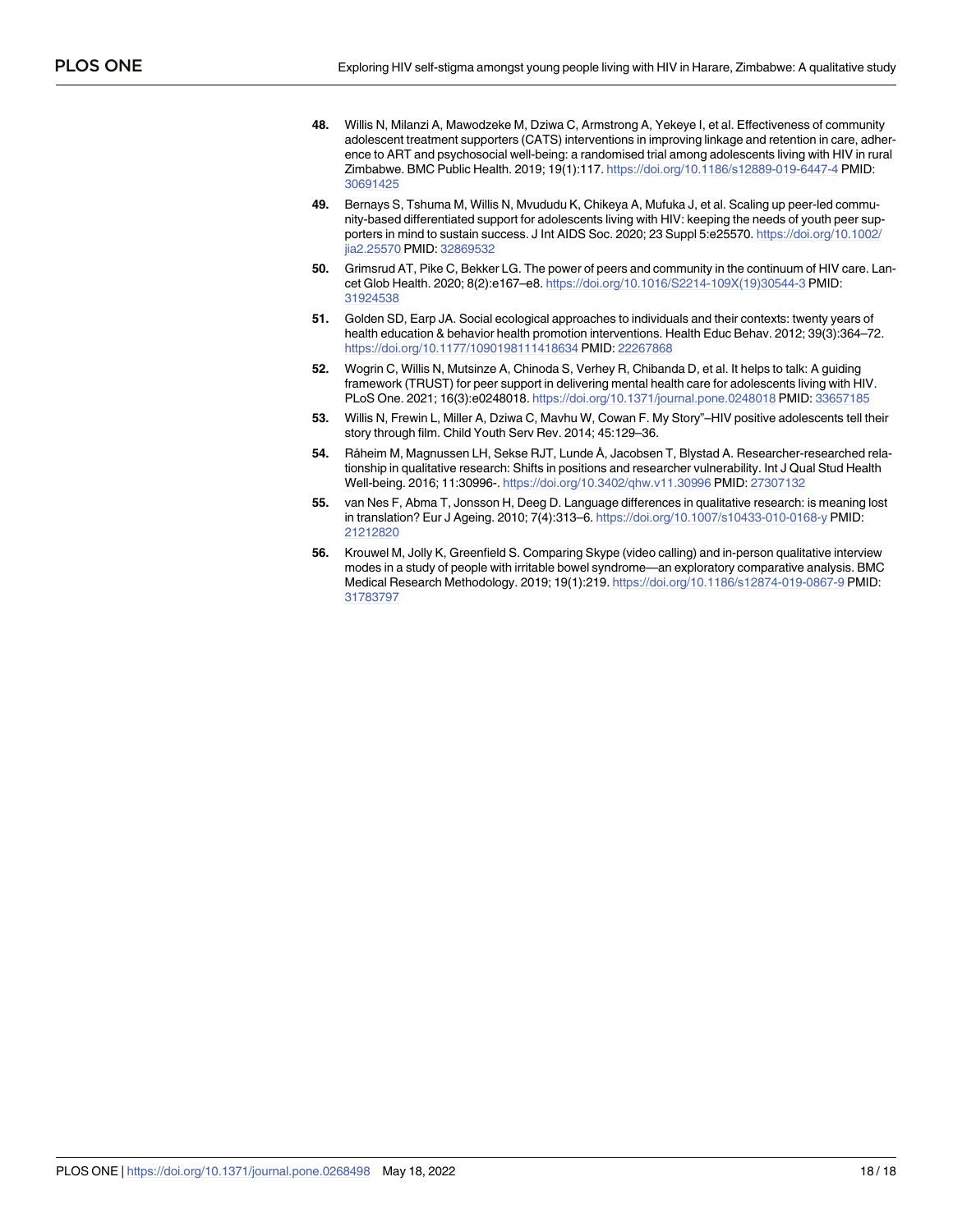48. Willis N, Milanzi A, Mawodzeke M, Dziwa C, Armstrong A, Yekeye I, et al. Effectiveness of community adolescent treatment supporters (CATS) interventions in improving linkage and retention in care, adherence to ART and psychosocial well-being: a randomised trial among adolescents living with HIV in rural Zimbabwe. BMC Public Health. 2019; 19(1):117. https://doi.org/10.1186/s12889-019-6447-4 PMID: 30691425

49. Bernays S, Tshuma M, Willis N, Mvududu K, Chikeya A, Mufuka J, et al. Scaling up peer-led community-based differentiated support for adolescents living with HIV: keeping the needs of youth peer supporters in mind to sustain success. J Int AIDS Soc. 2020; 23 Suppl 5:e25570. https://doi.org/10.1002/jia2.25570 PMID: 32869532

50. Grimsrud AT, Pike C, Bekker LG. The power of peers and community in the continuum of HIV care. Lancet Glob Health. 2020; 8(2):e167–e8. https://doi.org/10.1016/S2214-109X(19)30544-3 PMID: 31924538

51. Golden SD, Earp JA. Social ecological approaches to individuals and their contexts: twenty years of health education & behavior health promotion interventions. Health Educ Behav. 2012; 39(3):364–72. https://doi.org/10.1177/1090198111418634 PMID: 22267868

52. Wogrin C, Willis N, Mutsinze A, Chinoda S, Verhey R, Chibanda D, et al. It helps to talk: A guiding framework (TRUST) for peer support in delivering mental health care for adolescents living with HIV. PLoS One. 2021; 16(3):e0248018. https://doi.org/10.1371/journal.pone.0248018 PMID: 33657185

53. Willis N, Frewin L, Miller A, Dziwa C, Mavhu W, Cowan F. My Story"–HIV positive adolescents tell their story through film. Child Youth Serv Rev. 2014; 45:129–36.

54. Råheim M, Magnussen LH, Sekse RJT, Lunde Å, Jacobsen T, Blystad A. Researcher-researched relationship in qualitative research: Shifts in positions and researcher vulnerability. Int J Qual Stud Health Well-being. 2016; 11:30996-. https://doi.org/10.3402/qhw.v11.30996 PMID: 27307132

55. van Nes F, Abma T, Jonsson H, Deeg D. Language differences in qualitative research: is meaning lost in translation? Eur J Ageing. 2010; 7(4):313–6. https://doi.org/10.1007/s10433-010-0168-y PMID: 21212820

56. Krouwel M, Jolly K, Greenfield S. Comparing Skype (video calling) and in-person qualitative interview modes in a study of people with irritable bowel syndrome—an exploratory comparative analysis. BMC Medical Research Methodology. 2019; 19(1):219. https://doi.org/10.1186/s12874-019-0867-9 PMID: 31783797